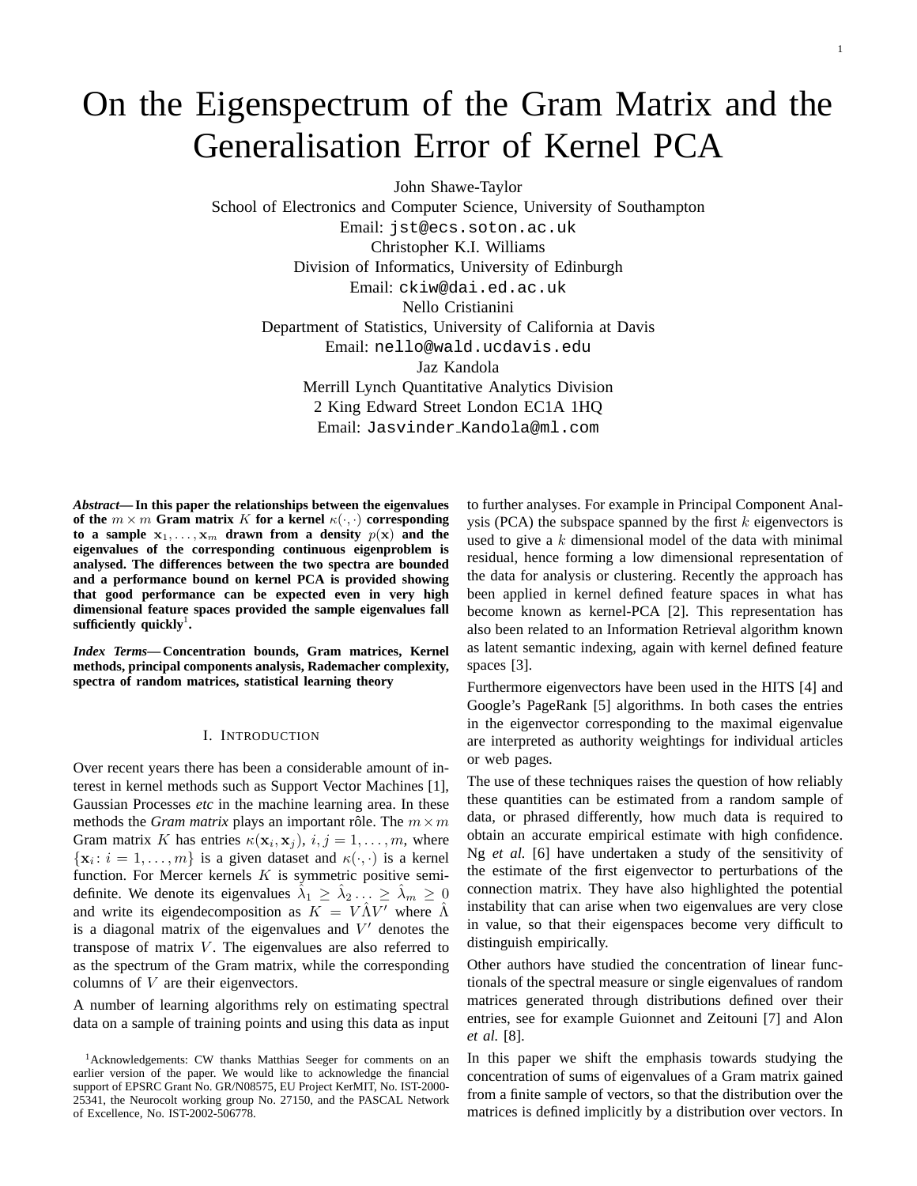# On the Eigenspectrum of the Gram Matrix and the Generalisation Error of Kernel PCA

John Shawe-Taylor
School of Electronics and Computer Science, University of Southampton
Email: jst@ecs.soton.ac.uk

Christopher K.I. Williams
Division of Informatics, University of Edinburgh
Email: ckiw@dai.ed.ac.uk

Nello Cristianini
Department of Statistics, University of California at Davis
Email: nello@wald.ucdavis.edu

Jaz Kandola
Merrill Lynch Quantitative Analytics Division
2 King Edward Street London EC1A 1HQ
Email: Jasvinder_Kandola@ml.com

***Abstract*— In this paper the relationships between the eigenvalues of the $m \times m$ Gram matrix $K$ for a kernel $\kappa(\cdot, \cdot)$ corresponding to a sample $\mathbf{x}_1, \ldots, \mathbf{x}_m$ drawn from a density $p(\mathbf{x})$ and the eigenvalues of the corresponding continuous eigenproblem is analysed. The differences between the two spectra are bounded and a performance bound on kernel PCA is provided showing that good performance can be expected even in very high dimensional feature spaces provided the sample eigenvalues fall sufficiently quickly[1].**

***Index Terms*— Concentration bounds, Gram matrices, Kernel methods, principal components analysis, Rademacher complexity, spectra of random matrices, statistical learning theory**

## I. Introduction

Over recent years there has been a considerable amount of interest in kernel methods such as Support Vector Machines [1], Gaussian Processes *etc* in the machine learning area. In these methods the *Gram matrix* plays an important rôle. The $m \times m$ Gram matrix $K$ has entries $\kappa(\mathbf{x}_i, \mathbf{x}_j)$, $i, j = 1, \ldots, m$, where $\{\mathbf{x}_i \colon i = 1, \ldots, m\}$ is a given dataset and $\kappa(\cdot, \cdot)$ is a kernel function. For Mercer kernels $K$ is symmetric positive semi-definite. We denote its eigenvalues $\hat{\lambda}_1 \geq \hat{\lambda}_2 \ldots \geq \hat{\lambda}_m \geq 0$ and write its eigendecomposition as $K = V \hat{\Lambda} V'$ where $\hat{\Lambda}$ is a diagonal matrix of the eigenvalues and $V'$ denotes the transpose of matrix $V$. The eigenvalues are also referred to as the spectrum of the Gram matrix, while the corresponding columns of $V$ are their eigenvectors.

A number of learning algorithms rely on estimating spectral data on a sample of training points and using this data as input to further analyses. For example in Principal Component Analysis (PCA) the subspace spanned by the first $k$ eigenvectors is used to give a $k$ dimensional model of the data with minimal residual, hence forming a low dimensional representation of the data for analysis or clustering. Recently the approach has been applied in kernel defined feature spaces in what has become known as kernel-PCA [2]. This representation has also been related to an Information Retrieval algorithm known as latent semantic indexing, again with kernel defined feature spaces [3].

Furthermore eigenvectors have been used in the HITS [4] and Google's PageRank [5] algorithms. In both cases the entries in the eigenvector corresponding to the maximal eigenvalue are interpreted as authority weightings for individual articles or web pages.

The use of these techniques raises the question of how reliably these quantities can be estimated from a random sample of data, or phrased differently, how much data is required to obtain an accurate empirical estimate with high confidence. Ng *et al.* [6] have undertaken a study of the sensitivity of the estimate of the first eigenvector to perturbations of the connection matrix. They have also highlighted the potential instability that can arise when two eigenvalues are very close in value, so that their eigenspaces become very difficult to distinguish empirically.

Other authors have studied the concentration of linear functionals of the spectral measure or single eigenvalues of random matrices generated through distributions defined over their entries, see for example Guionnet and Zeitouni [7] and Alon *et al.* [8].

In this paper we shift the emphasis towards studying the concentration of sums of eigenvalues of a Gram matrix gained from a finite sample of vectors, so that the distribution over the matrices is defined implicitly by a distribution over vectors. In

[1] Acknowledgements: CW thanks Matthias Seeger for comments on an earlier version of the paper. We would like to acknowledge the financial support of EPSRC Grant No. GR/N08575, EU Project KerMIT, No. IST-2000-25341, the Neurocolt working group No. 27150, and the PASCAL Network of Excellence, No. IST-2002-506778.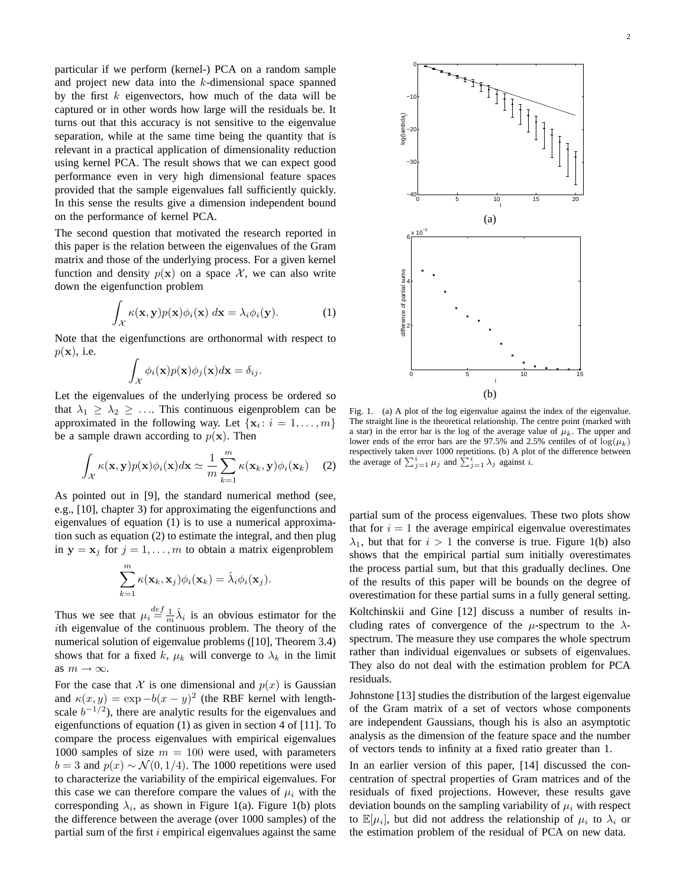particular if we perform (kernel-) PCA on a random sample and project new data into the $k$-dimensional space spanned by the first $k$ eigenvectors, how much of the data will be captured or in other words how large will the residuals be. It turns out that this accuracy is not sensitive to the eigenvalue separation, while at the same time being the quantity that is relevant in a practical application of dimensionality reduction using kernel PCA. The result shows that we can expect good performance even in very high dimensional feature spaces provided that the sample eigenvalues fall sufficiently quickly. In this sense the results give a dimension independent bound on the performance of kernel PCA.

The second question that motivated the research reported in this paper is the relation between the eigenvalues of the Gram matrix and those of the underlying process. For a given kernel function and density $p(\mathbf{x})$ on a space $\mathcal{X}$, we can also write down the eigenfunction problem

$$\int_{\mathcal{X}} \kappa(\mathbf{x}, \mathbf{y}) p(\mathbf{x}) \phi_i(\mathbf{x})\, d\mathbf{x} = \lambda_i \phi_i(\mathbf{y}). \tag{1}$$

Note that the eigenfunctions are orthonormal with respect to $p(\mathbf{x})$, i.e.

$$\int_{\mathcal{X}} \phi_i(\mathbf{x}) p(\mathbf{x}) \phi_j(\mathbf{x}) d\mathbf{x} = \delta_{ij}.$$

Let the eigenvalues of the underlying process be ordered so that $\lambda_1 \geq \lambda_2 \geq \ldots$. This continuous eigenproblem can be approximated in the following way. Let $\{\mathbf{x}_i \colon i = 1, \ldots, m\}$ be a sample drawn according to $p(\mathbf{x})$. Then

$$\int_{\mathcal{X}} \kappa(\mathbf{x}, \mathbf{y}) p(\mathbf{x}) \phi_i(\mathbf{x}) d\mathbf{x} \simeq \frac{1}{m} \sum_{k=1}^{m} \kappa(\mathbf{x}_k, \mathbf{y}) \phi_i(\mathbf{x}_k) \tag{2}$$

As pointed out in [9], the standard numerical method (see, e.g., [10], chapter 3) for approximating the eigenfunctions and eigenvalues of equation (1) is to use a numerical approximation such as equation (2) to estimate the integral, and then plug in $\mathbf{y} = \mathbf{x}_j$ for $j = 1, \ldots, m$ to obtain a matrix eigenproblem

$$\sum_{k=1}^{m} \kappa(\mathbf{x}_k, \mathbf{x}_j) \phi_i(\mathbf{x}_k) = \hat{\lambda}_i \phi_i(\mathbf{x}_j).$$

Thus we see that $\mu_i \stackrel{def}{=} \frac{1}{m} \hat{\lambda}_i$ is an obvious estimator for the $i$th eigenvalue of the continuous problem. The theory of the numerical solution of eigenvalue problems ([10], Theorem 3.4) shows that for a fixed $k$, $\mu_k$ will converge to $\lambda_k$ in the limit as $m \to \infty$.

For the case that $\mathcal{X}$ is one dimensional and $p(x)$ is Gaussian and $\kappa(x, y) = \exp -b(x - y)^2$ (the RBF kernel with lengthscale $b^{-1/2}$), there are analytic results for the eigenvalues and eigenfunctions of equation (1) as given in section 4 of [11]. To compare the process eigenvalues with empirical eigenvalues 1000 samples of size $m = 100$ were used, with parameters $b = 3$ and $p(x) \sim \mathcal{N}(0, 1/4)$. The 1000 repetitions were used to characterize the variability of the empirical eigenvalues. For this case we can therefore compare the values of $\mu_i$ with the corresponding $\lambda_i$, as shown in Figure 1(a). Figure 1(b) plots the difference between the average (over 1000 samples) of the partial sum of the first $i$ empirical eigenvalues against the same partial sum of the process eigenvalues. These two plots show that for $i = 1$ the average empirical eigenvalue overestimates $\lambda_1$, but that for $i > 1$ the converse is true. Figure 1(b) also shows that the empirical partial sum initially overestimates the process partial sum, but that this gradually declines. One of the results of this paper will be bounds on the degree of overestimation for these partial sums in a fully general setting.

Fig. 1. (a) A plot of the log eigenvalue against the index of the eigenvalue. The straight line is the theoretical relationship. The centre point (marked with a star) in the error bar is the log of the average value of $\mu_k$. The upper and lower ends of the error bars are the 97.5% and 2.5% centiles of of $\log(\mu_k)$ respectively taken over 1000 repetitions. (b) A plot of the difference between the average of $\sum_{j=1}^{i} \mu_j$ and $\sum_{j=1}^{i} \lambda_j$ against $i$.

Koltchinskii and Gine [12] discuss a number of results including rates of convergence of the $\mu$-spectrum to the $\lambda$-spectrum. The measure they use compares the whole spectrum rather than individual eigenvalues or subsets of eigenvalues. They also do not deal with the estimation problem for PCA residuals.

Johnstone [13] studies the distribution of the largest eigenvalue of the Gram matrix of a set of vectors whose components are independent Gaussians, though his is also an asymptotic analysis as the dimension of the feature space and the number of vectors tends to infinity at a fixed ratio greater than 1.

In an earlier version of this paper, [14] discussed the concentration of spectral properties of Gram matrices and of the residuals of fixed projections. However, these results gave deviation bounds on the sampling variability of $\mu_i$ with respect to $\mathbb{E}[\mu_i]$, but did not address the relationship of $\mu_i$ to $\lambda_i$ or the estimation problem of the residual of PCA on new data.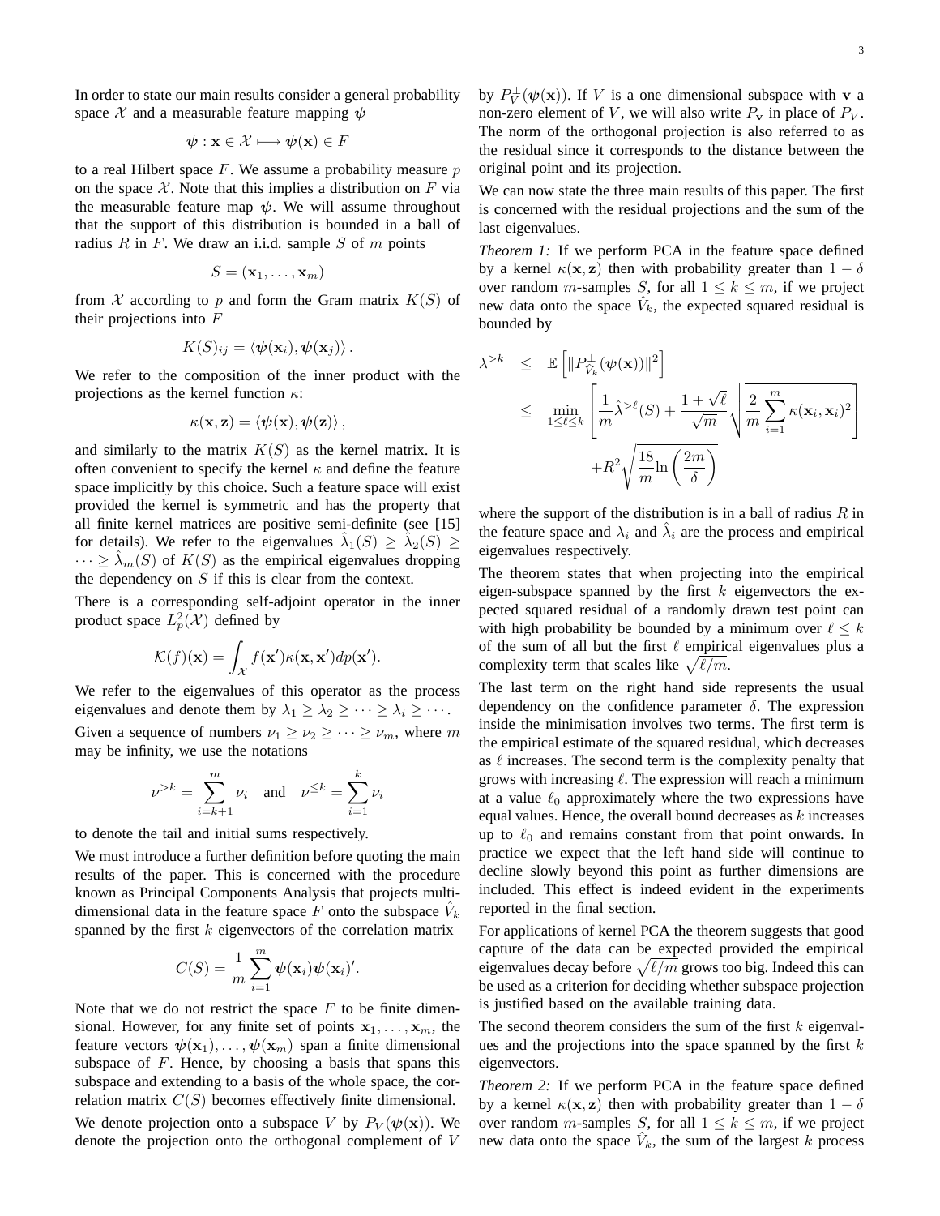In order to state our main results consider a general probability space $\mathcal{X}$ and a measurable feature mapping $\boldsymbol{\psi}$

$$\boldsymbol{\psi} : \mathbf{x} \in \mathcal{X} \longmapsto \boldsymbol{\psi}(\mathbf{x}) \in F$$

to a real Hilbert space $F$. We assume a probability measure $p$ on the space $\mathcal{X}$. Note that this implies a distribution on $F$ via the measurable feature map $\boldsymbol{\psi}$. We will assume throughout that the support of this distribution is bounded in a ball of radius $R$ in $F$. We draw an i.i.d. sample $S$ of $m$ points

$$S = (\mathbf{x}_1, \ldots, \mathbf{x}_m)$$

from $\mathcal{X}$ according to $p$ and form the Gram matrix $K(S)$ of their projections into $F$

$$K(S)_{ij} = \langle \boldsymbol{\psi}(\mathbf{x}_i), \boldsymbol{\psi}(\mathbf{x}_j) \rangle .$$

We refer to the composition of the inner product with the projections as the kernel function $\kappa$:

$$\kappa(\mathbf{x}, \mathbf{z}) = \langle \boldsymbol{\psi}(\mathbf{x}), \boldsymbol{\psi}(\mathbf{z}) \rangle ,$$

and similarly to the matrix $K(S)$ as the kernel matrix. It is often convenient to specify the kernel $\kappa$ and define the feature space implicitly by this choice. Such a feature space will exist provided the kernel is symmetric and has the property that all finite kernel matrices are positive semi-definite (see [15] for details). We refer to the eigenvalues $\hat{\lambda}_1(S) \geq \hat{\lambda}_2(S) \geq \cdots \geq \hat{\lambda}_m(S)$ of $K(S)$ as the empirical eigenvalues dropping the dependency on $S$ if this is clear from the context.

There is a corresponding self-adjoint operator in the inner product space $L_p^2(\mathcal{X})$ defined by

$$\mathcal{K}(f)(\mathbf{x}) = \int_{\mathcal{X}} f(\mathbf{x}')\kappa(\mathbf{x}, \mathbf{x}')dp(\mathbf{x}').$$

We refer to the eigenvalues of this operator as the process eigenvalues and denote them by $\lambda_1 \geq \lambda_2 \geq \cdots \geq \lambda_i \geq \cdots$.

Given a sequence of numbers $\nu_1 \geq \nu_2 \geq \cdots \geq \nu_m$, where $m$ may be infinity, we use the notations

$$\nu^{>k} = \sum_{i=k+1}^{m} \nu_i \quad \text{and} \quad \nu^{\leq k} = \sum_{i=1}^{k} \nu_i$$

to denote the tail and initial sums respectively.

We must introduce a further definition before quoting the main results of the paper. This is concerned with the procedure known as Principal Components Analysis that projects multi-dimensional data in the feature space $F$ onto the subspace $\hat{V}_k$ spanned by the first $k$ eigenvectors of the correlation matrix

$$C(S) = \frac{1}{m}\sum_{i=1}^{m} \boldsymbol{\psi}(\mathbf{x}_i)\boldsymbol{\psi}(\mathbf{x}_i)'.$$

Note that we do not restrict the space $F$ to be finite dimensional. However, for any finite set of points $\mathbf{x}_1, \ldots, \mathbf{x}_m$, the feature vectors $\boldsymbol{\psi}(\mathbf{x}_1), \ldots, \boldsymbol{\psi}(\mathbf{x}_m)$ span a finite dimensional subspace of $F$. Hence, by choosing a basis that spans this subspace and extending to a basis of the whole space, the correlation matrix $C(S)$ becomes effectively finite dimensional.

We denote projection onto a subspace $V$ by $P_V(\boldsymbol{\psi}(\mathbf{x}))$. We denote the projection onto the orthogonal complement of $V$ by $P_V^{\perp}(\boldsymbol{\psi}(\mathbf{x}))$. If $V$ is a one dimensional subspace with $\mathbf{v}$ a non-zero element of $V$, we will also write $P_{\mathbf{v}}$ in place of $P_V$. The norm of the orthogonal projection is also referred to as the residual since it corresponds to the distance between the original point and its projection.

We can now state the three main results of this paper. The first is concerned with the residual projections and the sum of the last eigenvalues.

*Theorem 1:* If we perform PCA in the feature space defined by a kernel $\kappa(\mathbf{x}, \mathbf{z})$ then with probability greater than $1 - \delta$ over random $m$-samples $S$, for all $1 \leq k \leq m$, if we project new data onto the space $\hat{V}_k$, the expected squared residual is bounded by

$$\begin{aligned}
\lambda^{>k} &\leq \mathbb{E}\left[\|P_{\hat{V}_k}^{\perp}(\boldsymbol{\psi}(\mathbf{x}))\|^2\right] \\
&\leq \min_{1 \leq \ell \leq k}\left[\frac{1}{m}\hat{\lambda}^{>\ell}(S) + \frac{1+\sqrt{\ell}}{\sqrt{m}}\sqrt{\frac{2}{m}\sum_{i=1}^{m}\kappa(\mathbf{x}_i, \mathbf{x}_i)^2}\right] \\
&\qquad + R^2\sqrt{\frac{18}{m}\ln\left(\frac{2m}{\delta}\right)}
\end{aligned}$$

where the support of the distribution is in a ball of radius $R$ in the feature space and $\lambda_i$ and $\hat{\lambda}_i$ are the process and empirical eigenvalues respectively.

The theorem states that when projecting into the empirical eigen-subspace spanned by the first $k$ eigenvectors the expected squared residual of a randomly drawn test point can with high probability be bounded by a minimum over $\ell \leq k$ of the sum of all but the first $\ell$ empirical eigenvalues plus a complexity term that scales like $\sqrt{\ell/m}$.

The last term on the right hand side represents the usual dependency on the confidence parameter $\delta$. The expression inside the minimisation involves two terms. The first term is the empirical estimate of the squared residual, which decreases as $\ell$ increases. The second term is the complexity penalty that grows with increasing $\ell$. The expression will reach a minimum at a value $\ell_0$ approximately where the two expressions have equal values. Hence, the overall bound decreases as $k$ increases up to $\ell_0$ and remains constant from that point onwards. In practice we expect that the left hand side will continue to decline slowly beyond this point as further dimensions are included. This effect is indeed evident in the experiments reported in the final section.

For applications of kernel PCA the theorem suggests that good capture of the data can be expected provided the empirical eigenvalues decay before $\sqrt{\ell/m}$ grows too big. Indeed this can be used as a criterion for deciding whether subspace projection is justified based on the available training data.

The second theorem considers the sum of the first $k$ eigenvalues and the projections into the space spanned by the first $k$ eigenvectors.

*Theorem 2:* If we perform PCA in the feature space defined by a kernel $\kappa(\mathbf{x}, \mathbf{z})$ then with probability greater than $1 - \delta$ over random $m$-samples $S$, for all $1 \leq k \leq m$, if we project new data onto the space $\hat{V}_k$, the sum of the largest $k$ process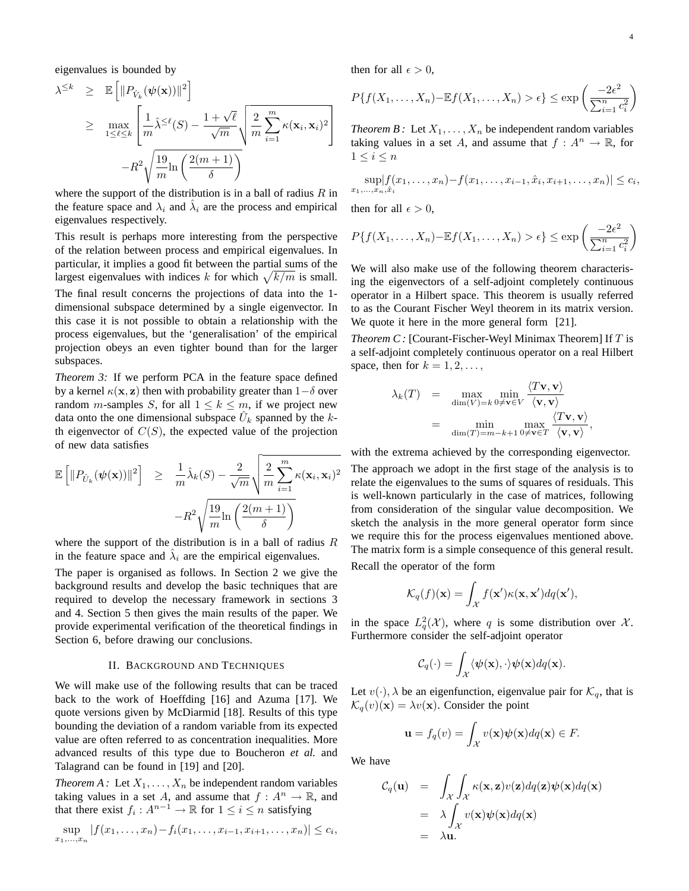eigenvalues is bounded by

$$
\begin{aligned}
\lambda^{\leq k} &\geq \mathbb{E}\left[\|P_{\hat{V}_k}(\boldsymbol{\psi}(\mathbf{x}))\|^2\right] \\
&\geq \max_{1\leq \ell \leq k}\left[\frac{1}{m}\hat{\lambda}^{\leq \ell}(S) - \frac{1+\sqrt{\ell}}{\sqrt{m}}\sqrt{\frac{2}{m}\sum_{i=1}^{m}\kappa(\mathbf{x}_i,\mathbf{x}_i)^2}\right] \\
&\quad -R^2\sqrt{\frac{19}{m}\ln\left(\frac{2(m+1)}{\delta}\right)}
\end{aligned}
$$

where the support of the distribution is in a ball of radius $R$ in the feature space and $\lambda_i$ and $\hat{\lambda}_i$ are the process and empirical eigenvalues respectively.

This result is perhaps more interesting from the perspective of the relation between process and empirical eigenvalues. In particular, it implies a good fit between the partial sums of the largest eigenvalues with indices $k$ for which $\sqrt{k/m}$ is small.

The final result concerns the projections of data into the 1-dimensional subspace determined by a single eigenvector. In this case it is not possible to obtain a relationship with the process eigenvalues, but the 'generalisation' of the empirical projection obeys an even tighter bound than for the larger subspaces.

*Theorem 3:* If we perform PCA in the feature space defined by a kernel $\kappa(\mathbf{x},\mathbf{z})$ then with probability greater than $1-\delta$ over random $m$-samples $S$, for all $1 \leq k \leq m$, if we project new data onto the one dimensional subspace $\hat{U}_k$ spanned by the $k$-th eigenvector of $C(S)$, the expected value of the projection of new data satisfies

$$
\begin{aligned}
\mathbb{E}\left[\|P_{\hat{U}_k}(\boldsymbol{\psi}(\mathbf{x}))\|^2\right] &\geq \frac{1}{m}\hat{\lambda}_k(S) - \frac{2}{\sqrt{m}}\sqrt{\frac{2}{m}\sum_{i=1}^{m}\kappa(\mathbf{x}_i,\mathbf{x}_i)^2} \\
&\quad -R^2\sqrt{\frac{19}{m}\ln\left(\frac{2(m+1)}{\delta}\right)}
\end{aligned}
$$

where the support of the distribution is in a ball of radius $R$ in the feature space and $\hat{\lambda}_i$ are the empirical eigenvalues.

The paper is organised as follows. In Section 2 we give the background results and develop the basic techniques that are required to develop the necessary framework in sections 3 and 4. Section 5 then gives the main results of the paper. We provide experimental verification of the theoretical findings in Section 6, before drawing our conclusions.

## II. Background and Techniques

We will make use of the following results that can be traced back to the work of Hoeffding [16] and Azuma [17]. We quote versions given by McDiarmid [18]. Results of this type bounding the deviation of a random variable from its expected value are often referred to as concentration inequalities. More advanced results of this type due to Boucheron *et al.* and Talagrand can be found in [19] and [20].

*Theorem A:* Let $X_1,\ldots,X_n$ be independent random variables taking values in a set $A$, and assume that $f : A^n \to \mathbb{R}$, and that there exist $f_i : A^{n-1} \to \mathbb{R}$ for $1 \leq i \leq n$ satisfying

$$
\sup_{x_1,\ldots,x_n}|f(x_1,\ldots,x_n)-f_i(x_1,\ldots,x_{i-1},x_{i+1},\ldots,x_n)| \leq c_i,
$$

then for all $\epsilon > 0$,

$$
P\{f(X_1,\ldots,X_n)-\mathbb{E}f(X_1,\ldots,X_n) > \epsilon\} \leq \exp\left(\frac{-2\epsilon^2}{\sum_{i=1}^{n}c_i^2}\right)
$$

*Theorem B:* Let $X_1,\ldots,X_n$ be independent random variables taking values in a set $A$, and assume that $f : A^n \to \mathbb{R}$, for $1 \leq i \leq n$

$$
\sup_{x_1,\ldots,x_n,\hat{x}_i}|f(x_1,\ldots,x_n)-f(x_1,\ldots,x_{i-1},\hat{x}_i,x_{i+1},\ldots,x_n)| \leq c_i,
$$

then for all $\epsilon > 0$,

$$
P\{f(X_1,\ldots,X_n)-\mathbb{E}f(X_1,\ldots,X_n) > \epsilon\} \leq \exp\left(\frac{-2\epsilon^2}{\sum_{i=1}^{n}c_i^2}\right)
$$

We will also make use of the following theorem characterising the eigenvectors of a self-adjoint completely continuous operator in a Hilbert space. This theorem is usually referred to as the Courant Fischer Weyl theorem in its matrix version. We quote it here in the more general form [21].

*Theorem C:* [Courant-Fischer-Weyl Minimax Theorem] If $T$ is a self-adjoint completely continuous operator on a real Hilbert space, then for $k = 1, 2, \ldots,$

$$
\begin{aligned}
\lambda_k(T) &= \max_{\dim(V)=k}\min_{0\neq \mathbf{v}\in V}\frac{\langle T\mathbf{v},\mathbf{v}\rangle}{\langle \mathbf{v},\mathbf{v}\rangle} \\
&= \min_{\dim(T)=m-k+1}\max_{0\neq \mathbf{v}\in T}\frac{\langle T\mathbf{v},\mathbf{v}\rangle}{\langle \mathbf{v},\mathbf{v}\rangle},
\end{aligned}
$$

with the extrema achieved by the corresponding eigenvector.

The approach we adopt in the first stage of the analysis is to relate the eigenvalues to the sums of squares of residuals. This is well-known particularly in the case of matrices, following from consideration of the singular value decomposition. We sketch the analysis in the more general operator form since we require this for the process eigenvalues mentioned above. The matrix form is a simple consequence of this general result.

Recall the operator of the form

$$
\mathcal{K}_q(f)(\mathbf{x}) = \int_{\mathcal{X}} f(\mathbf{x}')\kappa(\mathbf{x},\mathbf{x}')dq(\mathbf{x}'),
$$

in the space $L_q^2(\mathcal{X})$, where $q$ is some distribution over $\mathcal{X}$. Furthermore consider the self-adjoint operator

$$
\mathcal{C}_q(\cdot) = \int_{\mathcal{X}}\langle \boldsymbol{\psi}(\mathbf{x}),\cdot\rangle\boldsymbol{\psi}(\mathbf{x})dq(\mathbf{x}).
$$

Let $v(\cdot),\lambda$ be an eigenfunction, eigenvalue pair for $\mathcal{K}_q$, that is $\mathcal{K}_q(v)(\mathbf{x}) = \lambda v(\mathbf{x})$. Consider the point

$$
\mathbf{u} = f_q(v) = \int_{\mathcal{X}} v(\mathbf{x})\boldsymbol{\psi}(\mathbf{x})dq(\mathbf{x}) \in F.
$$

We have

$$
\begin{aligned}
\mathcal{C}_q(\mathbf{u}) &= \int_{\mathcal{X}}\int_{\mathcal{X}}\kappa(\mathbf{x},\mathbf{z})v(\mathbf{z})dq(\mathbf{z})\boldsymbol{\psi}(\mathbf{x})dq(\mathbf{x}) \\
&= \lambda\int_{\mathcal{X}} v(\mathbf{x})\boldsymbol{\psi}(\mathbf{x})dq(\mathbf{x}) \\
&= \lambda\mathbf{u}.
\end{aligned}
$$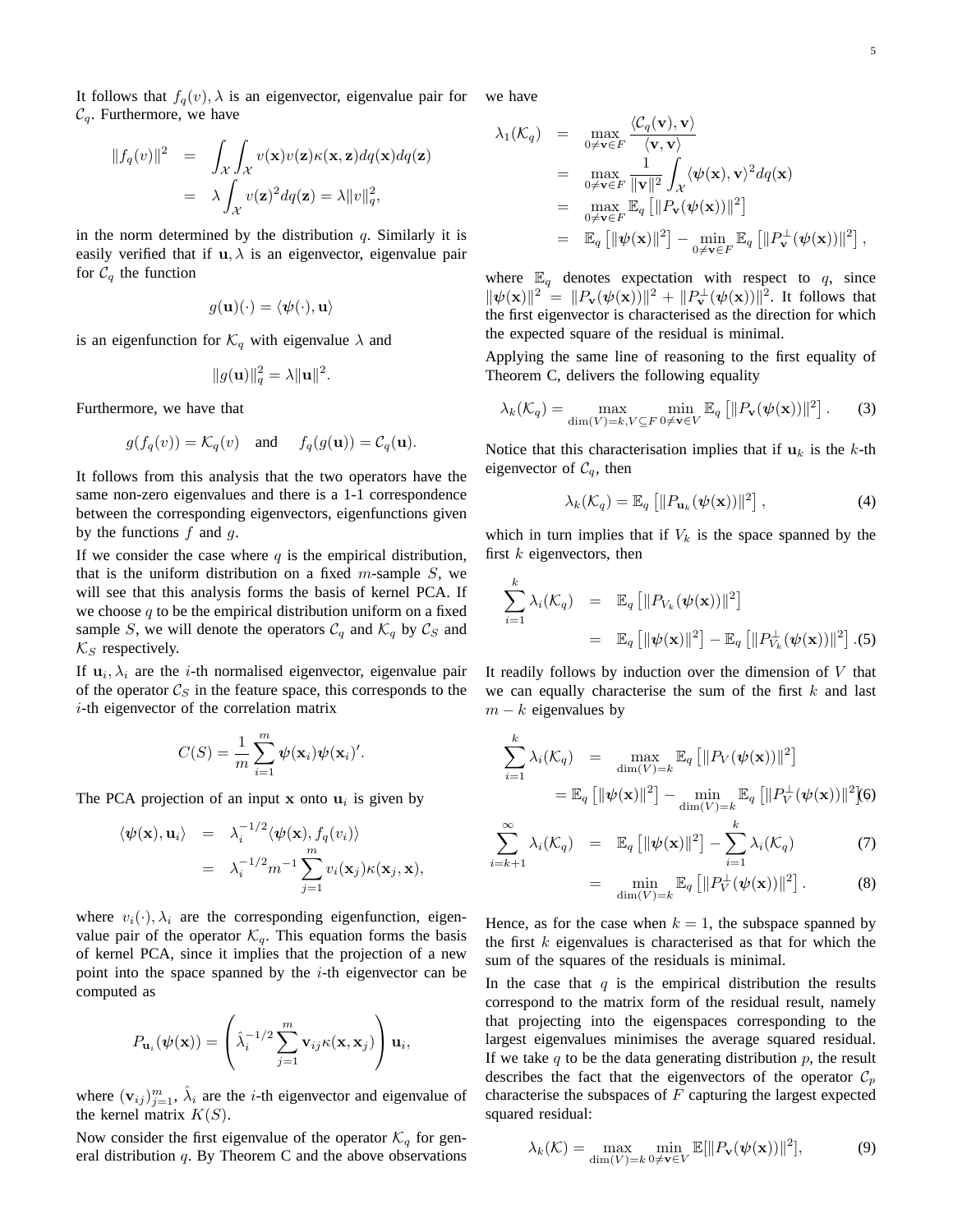It follows that $f_q(v), \lambda$ is an eigenvector, eigenvalue pair for $\mathcal{C}_q$. Furthermore, we have

$$\begin{aligned}\|f_q(v)\|^2 &= \int_{\mathcal{X}}\int_{\mathcal{X}} v(\mathbf{x})v(\mathbf{z})\kappa(\mathbf{x},\mathbf{z})dq(\mathbf{x})dq(\mathbf{z}) \\ &= \lambda \int_{\mathcal{X}} v(\mathbf{z})^2 dq(\mathbf{z}) = \lambda \|v\|_q^2,\end{aligned}$$

in the norm determined by the distribution $q$. Similarly it is easily verified that if $\mathbf{u}, \lambda$ is an eigenvector, eigenvalue pair for $\mathcal{C}_q$ the function

$$g(\mathbf{u})(\cdot) = \langle \boldsymbol{\psi}(\cdot), \mathbf{u}\rangle$$

is an eigenfunction for $\mathcal{K}_q$ with eigenvalue $\lambda$ and

$$\|g(\mathbf{u})\|_q^2 = \lambda \|\mathbf{u}\|^2.$$

Furthermore, we have that

$$g(f_q(v)) = \mathcal{K}_q(v) \quad \text{and} \quad f_q(g(\mathbf{u})) = \mathcal{C}_q(\mathbf{u}).$$

It follows from this analysis that the two operators have the same non-zero eigenvalues and there is a 1-1 correspondence between the corresponding eigenvectors, eigenfunctions given by the functions $f$ and $g$.

If we consider the case where $q$ is the empirical distribution, that is the uniform distribution on a fixed $m$-sample $S$, we will see that this analysis forms the basis of kernel PCA. If we choose $q$ to be the empirical distribution uniform on a fixed sample $S$, we will denote the operators $\mathcal{C}_q$ and $\mathcal{K}_q$ by $\mathcal{C}_S$ and $\mathcal{K}_S$ respectively.

If $\mathbf{u}_i, \lambda_i$ are the $i$-th normalised eigenvector, eigenvalue pair of the operator $\mathcal{C}_S$ in the feature space, this corresponds to the $i$-th eigenvector of the correlation matrix

$$C(S) = \frac{1}{m}\sum_{i=1}^{m} \boldsymbol{\psi}(\mathbf{x}_i)\boldsymbol{\psi}(\mathbf{x}_i)'.$$

The PCA projection of an input $\mathbf{x}$ onto $\mathbf{u}_i$ is given by

$$\begin{aligned}\langle \boldsymbol{\psi}(\mathbf{x}), \mathbf{u}_i\rangle &= \lambda_i^{-1/2}\langle \boldsymbol{\psi}(\mathbf{x}), f_q(v_i)\rangle \\ &= \lambda_i^{-1/2} m^{-1} \sum_{j=1}^{m} v_i(\mathbf{x}_j)\kappa(\mathbf{x}_j, \mathbf{x}),\end{aligned}$$

where $v_i(\cdot), \lambda_i$ are the corresponding eigenfunction, eigenvalue pair of the operator $\mathcal{K}_q$. This equation forms the basis of kernel PCA, since it implies that the projection of a new point into the space spanned by the $i$-th eigenvector can be computed as

$$P_{\mathbf{u}_i}(\boldsymbol{\psi}(\mathbf{x})) = \left(\hat{\lambda}_i^{-1/2}\sum_{j=1}^{m} \mathbf{v}_{ij}\kappa(\mathbf{x}, \mathbf{x}_j)\right)\mathbf{u}_i,$$

where $(\mathbf{v}_{ij})_{j=1}^m$, $\hat{\lambda}_i$ are the $i$-th eigenvector and eigenvalue of the kernel matrix $K(S)$.

Now consider the first eigenvalue of the operator $\mathcal{K}_q$ for general distribution $q$. By Theorem C and the above observations we have

$$\begin{aligned}\lambda_1(\mathcal{K}_q) &= \max_{0\neq \mathbf{v}\in F} \frac{\langle \mathcal{C}_q(\mathbf{v}), \mathbf{v}\rangle}{\langle \mathbf{v}, \mathbf{v}\rangle} \\ &= \max_{0\neq \mathbf{v}\in F} \frac{1}{\|\mathbf{v}\|^2}\int_{\mathcal{X}} \langle \boldsymbol{\psi}(\mathbf{x}), \mathbf{v}\rangle^2 dq(\mathbf{x}) \\ &= \max_{0\neq \mathbf{v}\in F} \mathbb{E}_q\left[\|P_{\mathbf{v}}(\boldsymbol{\psi}(\mathbf{x}))\|^2\right] \\ &= \mathbb{E}_q\left[\|\boldsymbol{\psi}(\mathbf{x})\|^2\right] - \min_{0\neq \mathbf{v}\in F} \mathbb{E}_q\left[\|P_{\mathbf{v}}^{\perp}(\boldsymbol{\psi}(\mathbf{x}))\|^2\right],\end{aligned}$$

where $\mathbb{E}_q$ denotes expectation with respect to $q$, since $\|\boldsymbol{\psi}(\mathbf{x})\|^2 = \|P_{\mathbf{v}}(\boldsymbol{\psi}(\mathbf{x}))\|^2 + \|P_{\mathbf{v}}^{\perp}(\boldsymbol{\psi}(\mathbf{x}))\|^2$. It follows that the first eigenvector is characterised as the direction for which the expected square of the residual is minimal.

Applying the same line of reasoning to the first equality of Theorem C, delivers the following equality

$$\lambda_k(\mathcal{K}_q) = \max_{\dim(V)=k, V\subseteq F} \min_{0\neq \mathbf{v}\in V} \mathbb{E}_q\left[\|P_{\mathbf{v}}(\boldsymbol{\psi}(\mathbf{x}))\|^2\right]. \tag{3}$$

Notice that this characterisation implies that if $\mathbf{u}_k$ is the $k$-th eigenvector of $\mathcal{C}_q$, then

$$\lambda_k(\mathcal{K}_q) = \mathbb{E}_q\left[\|P_{\mathbf{u}_k}(\boldsymbol{\psi}(\mathbf{x}))\|^2\right], \tag{4}$$

which in turn implies that if $V_k$ is the space spanned by the first $k$ eigenvectors, then

$$\begin{aligned}\sum_{i=1}^{k}\lambda_i(\mathcal{K}_q) &= \mathbb{E}_q\left[\|P_{V_k}(\boldsymbol{\psi}(\mathbf{x}))\|^2\right] \\ &= \mathbb{E}_q\left[\|\boldsymbol{\psi}(\mathbf{x})\|^2\right] - \mathbb{E}_q\left[\|P_{V_k}^{\perp}(\boldsymbol{\psi}(\mathbf{x}))\|^2\right]. \end{aligned} \tag{5}$$

It readily follows by induction over the dimension of $V$ that we can equally characterise the sum of the first $k$ and last $m-k$ eigenvalues by

$$\begin{aligned}\sum_{i=1}^{k}\lambda_i(\mathcal{K}_q) &= \max_{\dim(V)=k} \mathbb{E}_q\left[\|P_V(\boldsymbol{\psi}(\mathbf{x}))\|^2\right] \\ &= \mathbb{E}_q\left[\|\boldsymbol{\psi}(\mathbf{x})\|^2\right] - \min_{\dim(V)=k} \mathbb{E}_q\left[\|P_V^{\perp}(\boldsymbol{\psi}(\mathbf{x}))\|^2\right] \quad (6) \\ \sum_{i=k+1}^{\infty}\lambda_i(\mathcal{K}_q) &= \mathbb{E}_q\left[\|\boldsymbol{\psi}(\mathbf{x})\|^2\right] - \sum_{i=1}^{k}\lambda_i(\mathcal{K}_q) \quad (7) \\ &= \min_{\dim(V)=k} \mathbb{E}_q\left[\|P_V^{\perp}(\boldsymbol{\psi}(\mathbf{x}))\|^2\right]. \quad (8)\end{aligned}$$

Hence, as for the case when $k=1$, the subspace spanned by the first $k$ eigenvalues is characterised as that for which the sum of the squares of the residuals is minimal.

In the case that $q$ is the empirical distribution the results correspond to the matrix form of the residual result, namely that projecting into the eigenspaces corresponding to the largest eigenvalues minimises the average squared residual. If we take $q$ to be the data generating distribution $p$, the result describes the fact that the eigenvectors of the operator $\mathcal{C}_p$ characterise the subspaces of $F$ capturing the largest expected squared residual:

$$\lambda_k(\mathcal{K}) = \max_{\dim(V)=k} \min_{0\neq \mathbf{v}\in V} \mathbb{E}[\|P_{\mathbf{v}}(\boldsymbol{\psi}(\mathbf{x}))\|^2], \tag{9}$$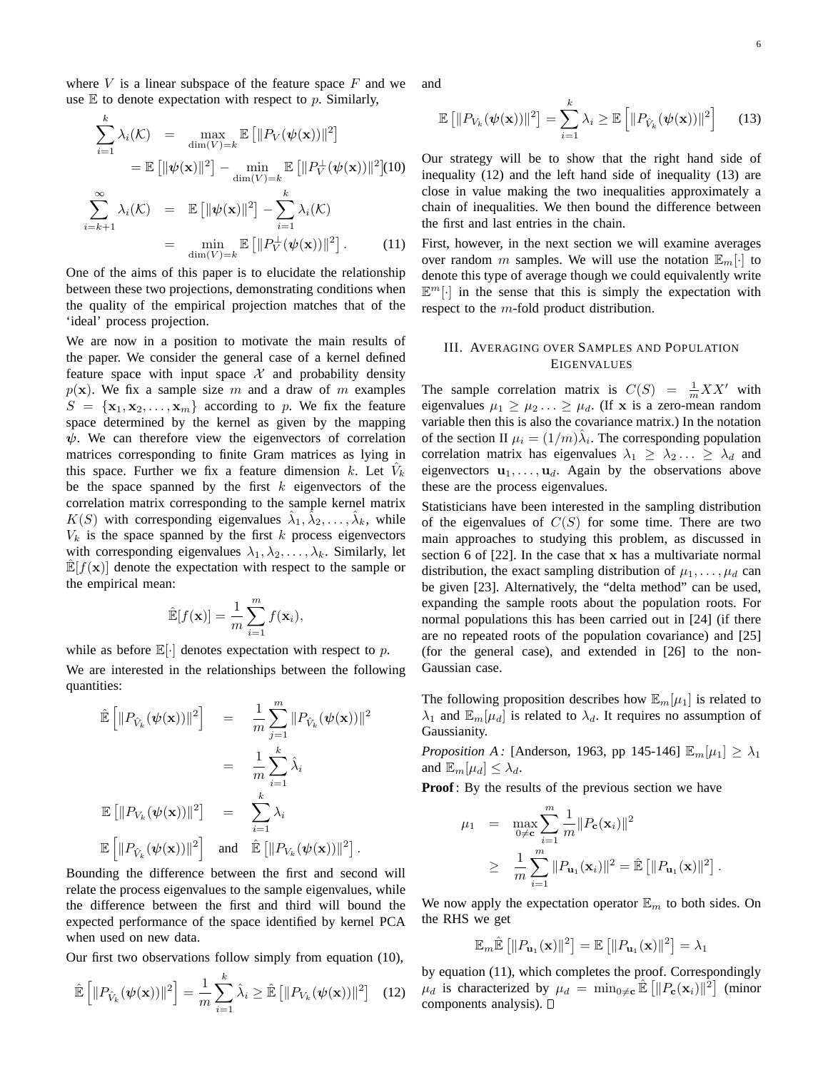where $V$ is a linear subspace of the feature space $F$ and we use $\mathbb{E}$ to denote expectation with respect to $p$. Similarly,

$$\sum_{i=1}^{k} \lambda_i(\mathcal{K}) = \max_{\dim(V)=k} \mathbb{E}\left[\|P_V(\boldsymbol{\psi}(\mathbf{x}))\|^2\right] = \mathbb{E}\left[\|\boldsymbol{\psi}(\mathbf{x})\|^2\right] - \min_{\dim(V)=k} \mathbb{E}\left[\|P_V^{\perp}(\boldsymbol{\psi}(\mathbf{x}))\|^2\right] \quad (10)$$

$$\sum_{i=k+1}^{\infty} \lambda_i(\mathcal{K}) = \mathbb{E}\left[\|\boldsymbol{\psi}(\mathbf{x})\|^2\right] - \sum_{i=1}^{k} \lambda_i(\mathcal{K}) = \min_{\dim(V)=k} \mathbb{E}\left[\|P_V^{\perp}(\boldsymbol{\psi}(\mathbf{x}))\|^2\right]. \quad (11)$$

One of the aims of this paper is to elucidate the relationship between these two projections, demonstrating conditions when the quality of the empirical projection matches that of the 'ideal' process projection.

We are now in a position to motivate the main results of the paper. We consider the general case of a kernel defined feature space with input space $\mathcal{X}$ and probability density $p(\mathbf{x})$. We fix a sample size $m$ and a draw of $m$ examples $S = \{\mathbf{x}_1, \mathbf{x}_2, \ldots, \mathbf{x}_m\}$ according to $p$. We fix the feature space determined by the kernel as given by the mapping $\boldsymbol{\psi}$. We can therefore view the eigenvectors of correlation matrices corresponding to finite Gram matrices as lying in this space. Further we fix a feature dimension $k$. Let $\hat{V}_k$ be the space spanned by the first $k$ eigenvectors of the correlation matrix corresponding to the sample kernel matrix $K(S)$ with corresponding eigenvalues $\hat{\lambda}_1, \hat{\lambda}_2, \ldots, \hat{\lambda}_k$, while $V_k$ is the space spanned by the first $k$ process eigenvectors with corresponding eigenvalues $\lambda_1, \lambda_2, \ldots, \lambda_k$. Similarly, let $\hat{\mathbb{E}}[f(\mathbf{x})]$ denote the expectation with respect to the sample or the empirical mean:

$$\hat{\mathbb{E}}[f(\mathbf{x})] = \frac{1}{m} \sum_{i=1}^{m} f(\mathbf{x}_i),$$

while as before $\mathbb{E}[\cdot]$ denotes expectation with respect to $p$.

We are interested in the relationships between the following quantities:

$$\hat{\mathbb{E}}\left[\|P_{\hat{V}_k}(\boldsymbol{\psi}(\mathbf{x}))\|^2\right] = \frac{1}{m} \sum_{j=1}^{m} \|P_{\hat{V}_k}(\boldsymbol{\psi}(\mathbf{x}))\|^2 = \frac{1}{m} \sum_{i=1}^{k} \hat{\lambda}_i$$

$$\mathbb{E}\left[\|P_{V_k}(\boldsymbol{\psi}(\mathbf{x}))\|^2\right] = \sum_{i=1}^{k} \lambda_i$$

$$\mathbb{E}\left[\|P_{\hat{V}_k}(\boldsymbol{\psi}(\mathbf{x}))\|^2\right] \quad \text{and} \quad \hat{\mathbb{E}}\left[\|P_{V_k}(\boldsymbol{\psi}(\mathbf{x}))\|^2\right].$$

Bounding the difference between the first and second will relate the process eigenvalues to the sample eigenvalues, while the difference between the first and third will bound the expected performance of the space identified by kernel PCA when used on new data.

Our first two observations follow simply from equation (10),

$$\hat{\mathbb{E}}\left[\|P_{\hat{V}_k}(\boldsymbol{\psi}(\mathbf{x}))\|^2\right] = \frac{1}{m} \sum_{i=1}^{k} \hat{\lambda}_i \geq \hat{\mathbb{E}}\left[\|P_{V_k}(\boldsymbol{\psi}(\mathbf{x}))\|^2\right] \quad (12)$$

and

$$\mathbb{E}\left[\|P_{V_k}(\boldsymbol{\psi}(\mathbf{x}))\|^2\right] = \sum_{i=1}^{k} \lambda_i \geq \mathbb{E}\left[\|P_{\hat{V}_k}(\boldsymbol{\psi}(\mathbf{x}))\|^2\right] \quad (13)$$

Our strategy will be to show that the right hand side of inequality (12) and the left hand side of inequality (13) are close in value making the two inequalities approximately a chain of inequalities. We then bound the difference between the first and last entries in the chain.

First, however, in the next section we will examine averages over random $m$ samples. We will use the notation $\mathbb{E}_m[\cdot]$ to denote this type of average though we could equivalently write $\mathbb{E}^m[\cdot]$ in the sense that this is simply the expectation with respect to the $m$-fold product distribution.

## III. Averaging over Samples and Population Eigenvalues

The sample correlation matrix is $C(S) = \frac{1}{m} XX'$ with eigenvalues $\mu_1 \geq \mu_2 \ldots \geq \mu_d$. (If $\mathbf{x}$ is a zero-mean random variable then this is also the covariance matrix.) In the notation of the section II $\mu_i = (1/m)\hat{\lambda}_i$. The corresponding population correlation matrix has eigenvalues $\lambda_1 \geq \lambda_2 \ldots \geq \lambda_d$ and eigenvectors $\mathbf{u}_1, \ldots, \mathbf{u}_d$. Again by the observations above these are the process eigenvalues.

Statisticians have been interested in the sampling distribution of the eigenvalues of $C(S)$ for some time. There are two main approaches to studying this problem, as discussed in section 6 of [22]. In the case that $\mathbf{x}$ has a multivariate normal distribution, the exact sampling distribution of $\mu_1, \ldots, \mu_d$ can be given [23]. Alternatively, the "delta method" can be used, expanding the sample roots about the population roots. For normal populations this has been carried out in [24] (if there are no repeated roots of the population covariance) and [25] (for the general case), and extended in [26] to the non-Gaussian case.

The following proposition describes how $\mathbb{E}_m[\mu_1]$ is related to $\lambda_1$ and $\mathbb{E}_m[\mu_d]$ is related to $\lambda_d$. It requires no assumption of Gaussianity.

*Proposition A:* [Anderson, 1963, pp 145-146] $\mathbb{E}_m[\mu_1] \geq \lambda_1$ and $\mathbb{E}_m[\mu_d] \leq \lambda_d$.

**Proof**: By the results of the previous section we have

$$\mu_1 = \max_{0 \neq \mathbf{c}} \sum_{i=1}^{m} \frac{1}{m} \|P_{\mathbf{c}}(\mathbf{x}_i)\|^2 \geq \frac{1}{m} \sum_{i=1}^{m} \|P_{\mathbf{u}_1}(\mathbf{x}_i)\|^2 = \hat{\mathbb{E}}\left[\|P_{\mathbf{u}_1}(\mathbf{x})\|^2\right].$$

We now apply the expectation operator $\mathbb{E}_m$ to both sides. On the RHS we get

$$\mathbb{E}_m \hat{\mathbb{E}}\left[\|P_{\mathbf{u}_1}(\mathbf{x})\|^2\right] = \mathbb{E}\left[\|P_{\mathbf{u}_1}(\mathbf{x})\|^2\right] = \lambda_1$$

by equation (11), which completes the proof. Correspondingly $\mu_d$ is characterized by $\mu_d = \min_{0 \neq \mathbf{c}} \hat{\mathbb{E}}\left[\|P_{\mathbf{c}}(\mathbf{x}_i)\|^2\right]$ (minor components analysis). $\square$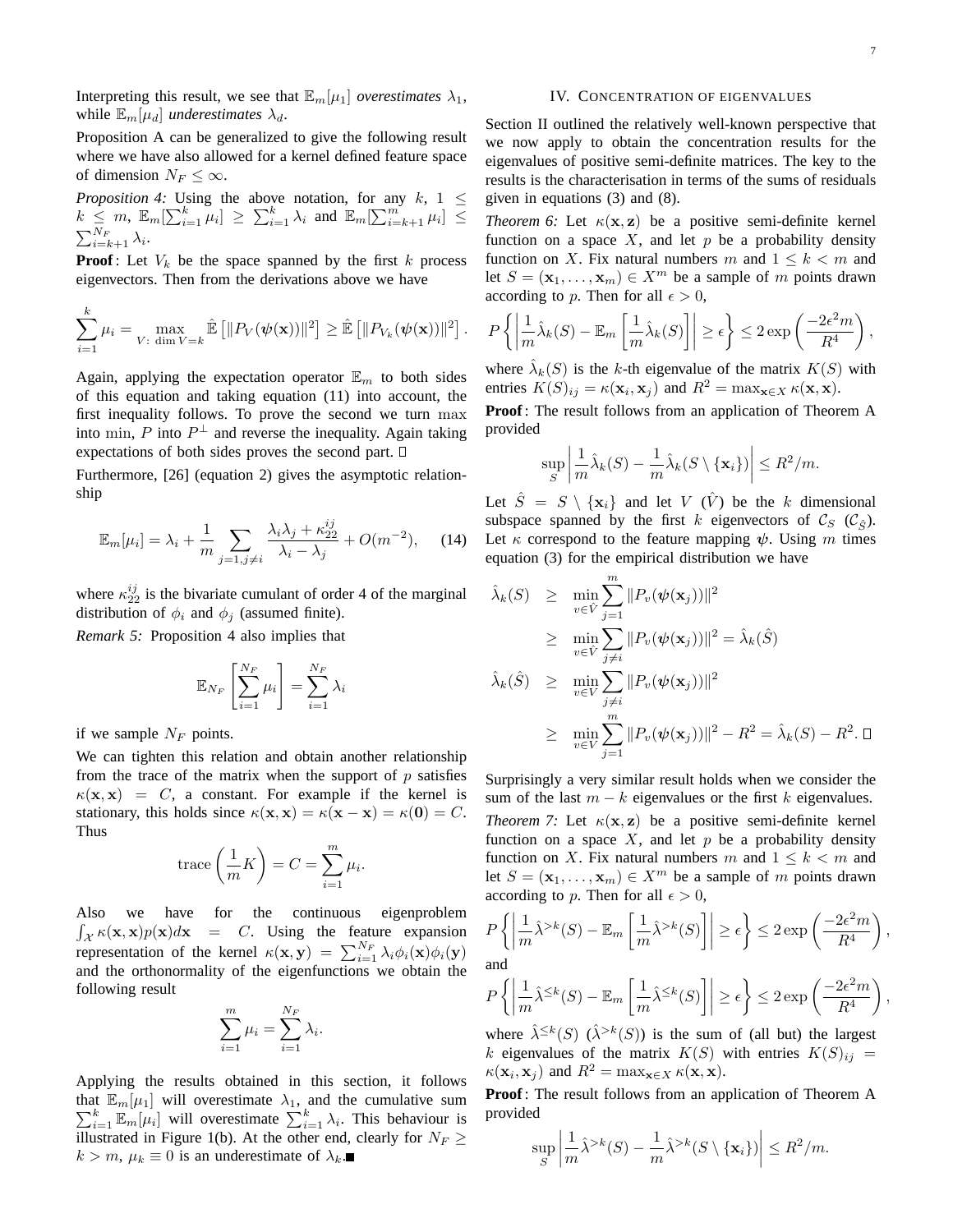Interpreting this result, we see that $\mathbb{E}_m[\mu_1]$ *overestimates* $\lambda_1$, while $\mathbb{E}_m[\mu_d]$ *underestimates* $\lambda_d$.

Proposition A can be generalized to give the following result where we have also allowed for a kernel defined feature space of dimension $N_F \leq \infty$.

*Proposition 4:* Using the above notation, for any $k$, $1 \leq k \leq m$, $\mathbb{E}_m[\sum_{i=1}^k \mu_i] \geq \sum_{i=1}^k \lambda_i$ and $\mathbb{E}_m[\sum_{i=k+1}^m \mu_i] \leq \sum_{i=k+1}^{N_F} \lambda_i$.

**Proof**: Let $V_k$ be the space spanned by the first $k$ process eigenvectors. Then from the derivations above we have

$$\sum_{i=1}^k \mu_i = \max_{V:\ \dim V = k} \hat{\mathbb{E}}\left[\|P_V(\boldsymbol{\psi}(\mathbf{x}))\|^2\right] \geq \hat{\mathbb{E}}\left[\|P_{V_k}(\boldsymbol{\psi}(\mathbf{x}))\|^2\right].$$

Again, applying the expectation operator $\mathbb{E}_m$ to both sides of this equation and taking equation (11) into account, the first inequality follows. To prove the second we turn max into min, $P$ into $P^\perp$ and reverse the inequality. Again taking expectations of both sides proves the second part. □

Furthermore, [26] (equation 2) gives the asymptotic relationship

$$\mathbb{E}_m[\mu_i] = \lambda_i + \frac{1}{m} \sum_{j=1, j\neq i} \frac{\lambda_i \lambda_j + \kappa_{22}^{ij}}{\lambda_i - \lambda_j} + O(m^{-2}), \qquad (14)$$

where $\kappa_{22}^{ij}$ is the bivariate cumulant of order 4 of the marginal distribution of $\phi_i$ and $\phi_j$ (assumed finite).

*Remark 5:* Proposition 4 also implies that

$$\mathbb{E}_{N_F}\left[\sum_{i=1}^{N_F} \mu_i\right] = \sum_{i=1}^{N_F} \lambda_i$$

if we sample $N_F$ points.

We can tighten this relation and obtain another relationship from the trace of the matrix when the support of $p$ satisfies $\kappa(\mathbf{x}, \mathbf{x}) = C$, a constant. For example if the kernel is stationary, this holds since $\kappa(\mathbf{x}, \mathbf{x}) = \kappa(\mathbf{x} - \mathbf{x}) = \kappa(\mathbf{0}) = C$. Thus

$$\text{trace}\left(\frac{1}{m} K\right) = C = \sum_{i=1}^m \mu_i.$$

Also we have for the continuous eigenproblem $\int_{\mathcal{X}} \kappa(\mathbf{x}, \mathbf{x}) p(\mathbf{x}) d\mathbf{x} = C$. Using the feature expansion representation of the kernel $\kappa(\mathbf{x}, \mathbf{y}) = \sum_{i=1}^{N_F} \lambda_i \phi_i(\mathbf{x}) \phi_i(\mathbf{y})$ and the orthonormality of the eigenfunctions we obtain the following result

$$\sum_{i=1}^m \mu_i = \sum_{i=1}^{N_F} \lambda_i.$$

Applying the results obtained in this section, it follows that $\mathbb{E}_m[\mu_1]$ will overestimate $\lambda_1$, and the cumulative sum $\sum_{i=1}^k \mathbb{E}_m[\mu_i]$ will overestimate $\sum_{i=1}^k \lambda_i$. This behaviour is illustrated in Figure 1(b). At the other end, clearly for $N_F \geq k > m$, $\mu_k \equiv 0$ is an underestimate of $\lambda_k$. ■

## IV. Concentration of eigenvalues

Section II outlined the relatively well-known perspective that we now apply to obtain the concentration results for the eigenvalues of positive semi-definite matrices. The key to the results is the characterisation in terms of the sums of residuals given in equations (3) and (8).

*Theorem 6:* Let $\kappa(\mathbf{x}, \mathbf{z})$ be a positive semi-definite kernel function on a space $X$, and let $p$ be a probability density function on $X$. Fix natural numbers $m$ and $1 \leq k < m$ and let $S = (\mathbf{x}_1, \ldots, \mathbf{x}_m) \in X^m$ be a sample of $m$ points drawn according to $p$. Then for all $\epsilon > 0$,

$$P\left\{\left|\frac{1}{m}\hat{\lambda}_k(S) - \mathbb{E}_m\left[\frac{1}{m}\hat{\lambda}_k(S)\right]\right| \geq \epsilon\right\} \leq 2\exp\left(\frac{-2\epsilon^2 m}{R^4}\right),$$

where $\hat{\lambda}_k(S)$ is the $k$-th eigenvalue of the matrix $K(S)$ with entries $K(S)_{ij} = \kappa(\mathbf{x}_i, \mathbf{x}_j)$ and $R^2 = \max_{\mathbf{x} \in X} \kappa(\mathbf{x}, \mathbf{x})$.

**Proof**: The result follows from an application of Theorem A provided

$$\sup_S \left|\frac{1}{m}\hat{\lambda}_k(S) - \frac{1}{m}\hat{\lambda}_k(S \setminus \{\mathbf{x}_i\})\right| \leq R^2/m.$$

Let $\hat{S} = S \setminus \{\mathbf{x}_i\}$ and let $V$ ($\hat{V}$) be the $k$ dimensional subspace spanned by the first $k$ eigenvectors of $\mathcal{C}_S$ ($\mathcal{C}_{\hat{S}}$). Let $\kappa$ correspond to the feature mapping $\boldsymbol{\psi}$. Using $m$ times equation (3) for the empirical distribution we have

$$\begin{aligned}
\hat{\lambda}_k(S) &\geq \min_{v \in \hat{V}} \sum_{j=1}^m \|P_v(\boldsymbol{\psi}(\mathbf{x}_j))\|^2 \\
&\geq \min_{v \in \hat{V}} \sum_{j \neq i} \|P_v(\boldsymbol{\psi}(\mathbf{x}_j))\|^2 = \hat{\lambda}_k(\hat{S}) \\
\hat{\lambda}_k(\hat{S}) &\geq \min_{v \in V} \sum_{j \neq i} \|P_v(\boldsymbol{\psi}(\mathbf{x}_j))\|^2 \\
&\geq \min_{v \in V} \sum_{j=1}^m \|P_v(\boldsymbol{\psi}(\mathbf{x}_j))\|^2 - R^2 = \hat{\lambda}_k(S) - R^2. \ \square
\end{aligned}$$

Surprisingly a very similar result holds when we consider the sum of the last $m - k$ eigenvalues or the first $k$ eigenvalues.

*Theorem 7:* Let $\kappa(\mathbf{x}, \mathbf{z})$ be a positive semi-definite kernel function on a space $X$, and let $p$ be a probability density function on $X$. Fix natural numbers $m$ and $1 \leq k < m$ and let $S = (\mathbf{x}_1, \ldots, \mathbf{x}_m) \in X^m$ be a sample of $m$ points drawn according to $p$. Then for all $\epsilon > 0$,

$$P\left\{\left|\frac{1}{m}\hat{\lambda}^{>k}(S) - \mathbb{E}_m\left[\frac{1}{m}\hat{\lambda}^{>k}(S)\right]\right| \geq \epsilon\right\} \leq 2\exp\left(\frac{-2\epsilon^2 m}{R^4}\right),$$

and

$$P\left\{\left|\frac{1}{m}\hat{\lambda}^{\leq k}(S) - \mathbb{E}_m\left[\frac{1}{m}\hat{\lambda}^{\leq k}(S)\right]\right| \geq \epsilon\right\} \leq 2\exp\left(\frac{-2\epsilon^2 m}{R^4}\right),$$

where $\hat{\lambda}^{\leq k}(S)$ ($\hat{\lambda}^{>k}(S)$) is the sum of (all but) the largest $k$ eigenvalues of the matrix $K(S)$ with entries $K(S)_{ij} = \kappa(\mathbf{x}_i, \mathbf{x}_j)$ and $R^2 = \max_{\mathbf{x} \in X} \kappa(\mathbf{x}, \mathbf{x})$.

**Proof**: The result follows from an application of Theorem A provided

$$\sup_S \left|\frac{1}{m}\hat{\lambda}^{>k}(S) - \frac{1}{m}\hat{\lambda}^{>k}(S \setminus \{\mathbf{x}_i\})\right| \leq R^2/m.$$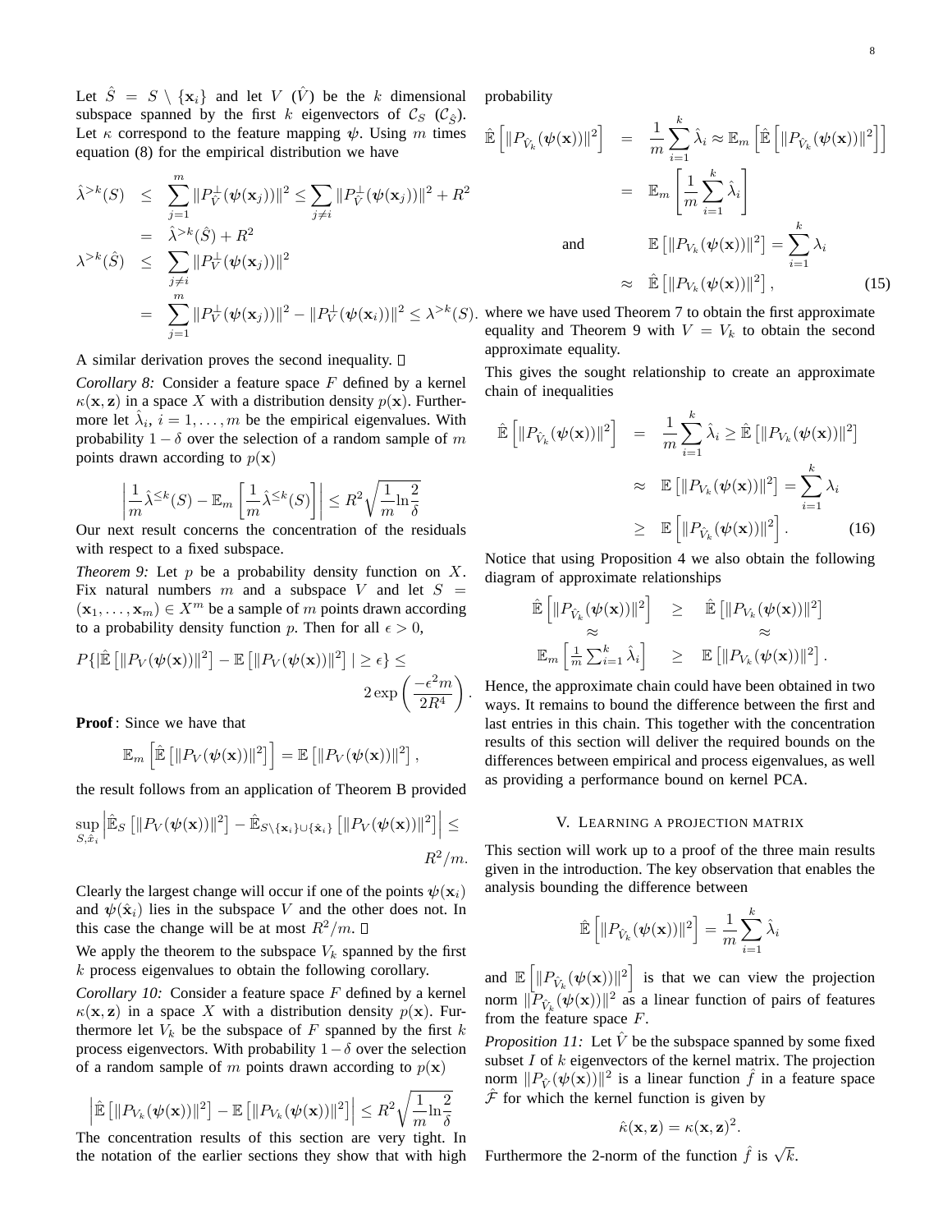Let $\hat{S} = S \setminus \{\mathbf{x}_i\}$ and let $V$ ($\hat{V}$) be the $k$ dimensional subspace spanned by the first $k$ eigenvectors of $\mathcal{C}_S$ ($\mathcal{C}_{\hat{S}}$). Let $\kappa$ correspond to the feature mapping $\boldsymbol{\psi}$. Using $m$ times equation (8) for the empirical distribution we have

$$
\begin{aligned}
\hat{\lambda}^{>k}(S) &\leq \sum_{j=1}^{m} \|P_{\hat{V}}^{\perp}(\boldsymbol{\psi}(\mathbf{x}_j))\|^2 \leq \sum_{j\neq i} \|P_{\hat{V}}^{\perp}(\boldsymbol{\psi}(\mathbf{x}_j))\|^2 + R^2 \\
&= \hat{\lambda}^{>k}(\hat{S}) + R^2 \\
\lambda^{>k}(\hat{S}) &\leq \sum_{j\neq i} \|P_{V}^{\perp}(\boldsymbol{\psi}(\mathbf{x}_j))\|^2 \\
&= \sum_{j=1}^{m} \|P_{V}^{\perp}(\boldsymbol{\psi}(\mathbf{x}_j))\|^2 - \|P_{V}^{\perp}(\boldsymbol{\psi}(\mathbf{x}_i))\|^2 \leq \lambda^{>k}(S).
\end{aligned}
$$

A similar derivation proves the second inequality. □

*Corollary 8:* Consider a feature space $F$ defined by a kernel $\kappa(\mathbf{x}, \mathbf{z})$ in a space $X$ with a distribution density $p(\mathbf{x})$. Furthermore let $\hat{\lambda}_i$, $i = 1, \ldots, m$ be the empirical eigenvalues. With probability $1 - \delta$ over the selection of a random sample of $m$ points drawn according to $p(\mathbf{x})$

$$
\left| \frac{1}{m}\hat{\lambda}^{\leq k}(S) - \mathbb{E}_m\left[\frac{1}{m}\hat{\lambda}^{\leq k}(S)\right] \right| \leq R^2\sqrt{\frac{1}{m}\ln\frac{2}{\delta}}
$$

Our next result concerns the concentration of the residuals with respect to a fixed subspace.

*Theorem 9:* Let $p$ be a probability density function on $X$. Fix natural numbers $m$ and a subspace $V$ and let $S = (\mathbf{x}_1, \ldots, \mathbf{x}_m) \in X^m$ be a sample of $m$ points drawn according to a probability density function $p$. Then for all $\epsilon > 0$,

$$
P\{|\hat{\mathbb{E}}\left[\|P_V(\boldsymbol{\psi}(\mathbf{x}))\|^2\right] - \mathbb{E}\left[\|P_V(\boldsymbol{\psi}(\mathbf{x}))\|^2\right]| \geq \epsilon\} \leq 2\exp\left(\frac{-\epsilon^2 m}{2R^4}\right).
$$

**Proof**: Since we have that

$$
\mathbb{E}_m\left[\hat{\mathbb{E}}\left[\|P_V(\boldsymbol{\psi}(\mathbf{x}))\|^2\right]\right] = \mathbb{E}\left[\|P_V(\boldsymbol{\psi}(\mathbf{x}))\|^2\right],
$$

the result follows from an application of Theorem B provided

$$
\sup_{S,\hat{x}_i}\left|\hat{\mathbb{E}}_S\left[\|P_V(\boldsymbol{\psi}(\mathbf{x}))\|^2\right] - \hat{\mathbb{E}}_{S\setminus\{\mathbf{x}_i\}\cup\{\hat{\mathbf{x}}_i\}}\left[\|P_V(\boldsymbol{\psi}(\mathbf{x}))\|^2\right]\right| \leq R^2/m.
$$

Clearly the largest change will occur if one of the points $\boldsymbol{\psi}(\mathbf{x}_i)$ and $\boldsymbol{\psi}(\hat{\mathbf{x}}_i)$ lies in the subspace $V$ and the other does not. In this case the change will be at most $R^2/m$. □

We apply the theorem to the subspace $V_k$ spanned by the first $k$ process eigenvalues to obtain the following corollary.

*Corollary 10:* Consider a feature space $F$ defined by a kernel $\kappa(\mathbf{x}, \mathbf{z})$ in a space $X$ with a distribution density $p(\mathbf{x})$. Furthermore let $V_k$ be the subspace of $F$ spanned by the first $k$ process eigenvectors. With probability $1-\delta$ over the selection of a random sample of $m$ points drawn according to $p(\mathbf{x})$

$$
\left|\hat{\mathbb{E}}\left[\|P_{V_k}(\boldsymbol{\psi}(\mathbf{x}))\|^2\right] - \mathbb{E}\left[\|P_{V_k}(\boldsymbol{\psi}(\mathbf{x}))\|^2\right]\right| \leq R^2\sqrt{\frac{1}{m}\ln\frac{2}{\delta}}
$$

The concentration results of this section are very tight. In the notation of the earlier sections they show that with high probability

$$
\begin{aligned}
\hat{\mathbb{E}}\left[\|P_{\hat{V}_k}(\boldsymbol{\psi}(\mathbf{x}))\|^2\right] &= \frac{1}{m}\sum_{i=1}^{k}\hat{\lambda}_i \approx \mathbb{E}_m\left[\hat{\mathbb{E}}\left[\|P_{\hat{V}_k}(\boldsymbol{\psi}(\mathbf{x}))\|^2\right]\right] \\
&= \mathbb{E}_m\left[\frac{1}{m}\sum_{i=1}^{k}\hat{\lambda}_i\right] \\
\text{and} \qquad \mathbb{E}\left[\|P_{V_k}(\boldsymbol{\psi}(\mathbf{x}))\|^2\right] &= \sum_{i=1}^{k}\lambda_i \\
&\approx \hat{\mathbb{E}}\left[\|P_{V_k}(\boldsymbol{\psi}(\mathbf{x}))\|^2\right], \qquad (15)
\end{aligned}
$$

where we have used Theorem 7 to obtain the first approximate equality and Theorem 9 with $V = V_k$ to obtain the second approximate equality.

This gives the sought relationship to create an approximate chain of inequalities

$$
\begin{aligned}
\hat{\mathbb{E}}\left[\|P_{\hat{V}_k}(\boldsymbol{\psi}(\mathbf{x}))\|^2\right] &= \frac{1}{m}\sum_{i=1}^{k}\hat{\lambda}_i \geq \hat{\mathbb{E}}\left[\|P_{V_k}(\boldsymbol{\psi}(\mathbf{x}))\|^2\right] \\
&\approx \mathbb{E}\left[\|P_{V_k}(\boldsymbol{\psi}(\mathbf{x}))\|^2\right] = \sum_{i=1}^{k}\lambda_i \\
&\geq \mathbb{E}\left[\|P_{\hat{V}_k}(\boldsymbol{\psi}(\mathbf{x}))\|^2\right]. \qquad (16)
\end{aligned}
$$

Notice that using Proposition 4 we also obtain the following diagram of approximate relationships

$$
\begin{array}{ccc}
\hat{\mathbb{E}}\left[\|P_{\hat{V}_k}(\boldsymbol{\psi}(\mathbf{x}))\|^2\right] & \geq & \hat{\mathbb{E}}\left[\|P_{V_k}(\boldsymbol{\psi}(\mathbf{x}))\|^2\right] \\
\approx & & \approx \\
\mathbb{E}_m\left[\frac{1}{m}\sum_{i=1}^{k}\hat{\lambda}_i\right] & \geq & \mathbb{E}\left[\|P_{V_k}(\boldsymbol{\psi}(\mathbf{x}))\|^2\right].
\end{array}
$$

Hence, the approximate chain could have been obtained in two ways. It remains to bound the difference between the first and last entries in this chain. This together with the concentration results of this section will deliver the required bounds on the differences between empirical and process eigenvalues, as well as providing a performance bound on kernel PCA.

## V. Learning a projection matrix

This section will work up to a proof of the three main results given in the introduction. The key observation that enables the analysis bounding the difference between

$$
\hat{\mathbb{E}}\left[\|P_{\hat{V}_k}(\boldsymbol{\psi}(\mathbf{x}))\|^2\right] = \frac{1}{m}\sum_{i=1}^{k}\hat{\lambda}_i
$$

and $\mathbb{E}\left[\|P_{\hat{V}_k}(\boldsymbol{\psi}(\mathbf{x}))\|^2\right]$ is that we can view the projection norm $\|P_{\hat{V}_k}(\boldsymbol{\psi}(\mathbf{x}))\|^2$ as a linear function of pairs of features from the feature space $F$.

*Proposition 11:* Let $\hat{V}$ be the subspace spanned by some fixed subset $I$ of $k$ eigenvectors of the kernel matrix. The projection norm $\|P_{\hat{V}}(\boldsymbol{\psi}(\mathbf{x}))\|^2$ is a linear function $\hat{f}$ in a feature space $\hat{\mathcal{F}}$ for which the kernel function is given by

$$
\hat{\kappa}(\mathbf{x}, \mathbf{z}) = \kappa(\mathbf{x}, \mathbf{z})^2.
$$

Furthermore the 2-norm of the function $\hat{f}$ is $\sqrt{k}$.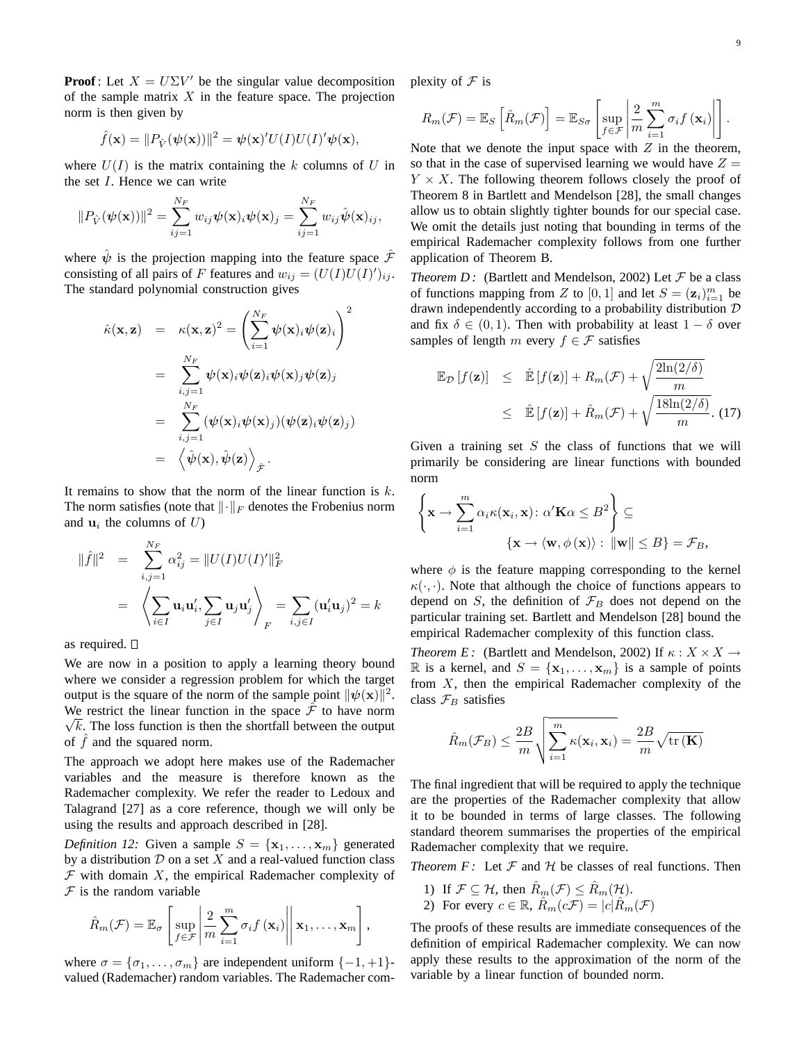**Proof**: Let $X = U\Sigma V'$ be the singular value decomposition of the sample matrix $X$ in the feature space. The projection norm is then given by

$$\hat{f}(\mathbf{x}) = \|P_{\hat{V}}(\boldsymbol{\psi}(\mathbf{x}))\|^2 = \boldsymbol{\psi}(\mathbf{x})'U(I)U(I)'\boldsymbol{\psi}(\mathbf{x}),$$

where $U(I)$ is the matrix containing the $k$ columns of $U$ in the set $I$. Hence we can write

$$\|P_{\hat{V}}(\boldsymbol{\psi}(\mathbf{x}))\|^2 = \sum_{ij=1}^{N_F} w_{ij}\boldsymbol{\psi}(\mathbf{x})_i\boldsymbol{\psi}(\mathbf{x})_j = \sum_{ij=1}^{N_F} w_{ij}\hat{\boldsymbol{\psi}}(\mathbf{x})_{ij},$$

where $\hat{\boldsymbol{\psi}}$ is the projection mapping into the feature space $\hat{\mathcal{F}}$ consisting of all pairs of $F$ features and $w_{ij} = (U(I)U(I)')_{ij}$. The standard polynomial construction gives

$$\begin{aligned}
\hat{\kappa}(\mathbf{x},\mathbf{z}) &= \kappa(\mathbf{x},\mathbf{z})^2 = \left(\sum_{i=1}^{N_F}\boldsymbol{\psi}(\mathbf{x})_i\boldsymbol{\psi}(\mathbf{z})_i\right)^2 \\
&= \sum_{i,j=1}^{N_F}\boldsymbol{\psi}(\mathbf{x})_i\boldsymbol{\psi}(\mathbf{z})_i\boldsymbol{\psi}(\mathbf{x})_j\boldsymbol{\psi}(\mathbf{z})_j \\
&= \sum_{i,j=1}^{N_F}(\boldsymbol{\psi}(\mathbf{x})_i\boldsymbol{\psi}(\mathbf{x})_j)(\boldsymbol{\psi}(\mathbf{z})_i\boldsymbol{\psi}(\mathbf{z})_j) \\
&= \left\langle\hat{\boldsymbol{\psi}}(\mathbf{x}),\hat{\boldsymbol{\psi}}(\mathbf{z})\right\rangle_{\hat{\mathcal{F}}}.
\end{aligned}$$

It remains to show that the norm of the linear function is $k$. The norm satisfies (note that $\|\cdot\|_F$ denotes the Frobenius norm and $\mathbf{u}_i$ the columns of $U$)

$$\begin{aligned}
\|\hat{f}\|^2 &= \sum_{i,j=1}^{N_F}\alpha_{ij}^2 = \|U(I)U(I)'\|_F^2 \\
&= \left\langle\sum_{i\in I}\mathbf{u}_i\mathbf{u}_i', \sum_{j\in I}\mathbf{u}_j\mathbf{u}_j'\right\rangle_F = \sum_{i,j\in I}(\mathbf{u}_i'\mathbf{u}_j)^2 = k
\end{aligned}$$

as required. □

We are now in a position to apply a learning theory bound where we consider a regression problem for which the target output is the square of the norm of the sample point $\|\boldsymbol{\psi}(\mathbf{x})\|^2$. We restrict the linear function in the space $\hat{\mathcal{F}}$ to have norm $\sqrt{k}$. The loss function is then the shortfall between the output of $\hat{f}$ and the squared norm.

The approach we adopt here makes use of the Rademacher variables and the measure is therefore known as the Rademacher complexity. We refer the reader to Ledoux and Talagrand [27] as a core reference, though we will only be using the results and approach described in [28].

*Definition 12:* Given a sample $S = \{\mathbf{x}_1,\ldots,\mathbf{x}_m\}$ generated by a distribution $\mathcal{D}$ on a set $X$ and a real-valued function class $\mathcal{F}$ with domain $X$, the empirical Rademacher complexity of $\mathcal{F}$ is the random variable

$$\hat{R}_m(\mathcal{F}) = \mathbb{E}_\sigma\left[\sup_{f\in\mathcal{F}}\left|\frac{2}{m}\sum_{i=1}^m\sigma_i f(\mathbf{x}_i)\right|\,\middle|\,\mathbf{x}_1,\ldots,\mathbf{x}_m\right],$$

where $\sigma = \{\sigma_1,\ldots,\sigma_m\}$ are independent uniform $\{-1,+1\}$-valued (Rademacher) random variables. The Rademacher complexity of $\mathcal{F}$ is

$$R_m(\mathcal{F}) = \mathbb{E}_S\left[\hat{R}_m(\mathcal{F})\right] = \mathbb{E}_{S\sigma}\left[\sup_{f\in\mathcal{F}}\left|\frac{2}{m}\sum_{i=1}^m\sigma_i f(\mathbf{x}_i)\right|\right].$$

Note that we denote the input space with $Z$ in the theorem, so that in the case of supervised learning we would have $Z = Y \times X$. The following theorem follows closely the proof of Theorem 8 in Bartlett and Mendelson [28], the small changes allow us to obtain slightly tighter bounds for our special case. We omit the details just noting that bounding in terms of the empirical Rademacher complexity follows from one further application of Theorem B.

*Theorem D:* (Bartlett and Mendelson, 2002) Let $\mathcal{F}$ be a class of functions mapping from $Z$ to $[0,1]$ and let $S = (\mathbf{z}_i)_{i=1}^m$ be drawn independently according to a probability distribution $\mathcal{D}$ and fix $\delta \in (0,1)$. Then with probability at least $1-\delta$ over samples of length $m$ every $f \in \mathcal{F}$ satisfies

$$\begin{aligned}
\mathbb{E}_{\mathcal{D}}[f(\mathbf{z})] &\leq \hat{\mathbb{E}}[f(\mathbf{z})] + R_m(\mathcal{F}) + \sqrt{\frac{2\ln(2/\delta)}{m}} \\
&\leq \hat{\mathbb{E}}[f(\mathbf{z})] + \hat{R}_m(\mathcal{F}) + \sqrt{\frac{18\ln(2/\delta)}{m}}. \quad (17)
\end{aligned}$$

Given a training set $S$ the class of functions that we will primarily be considering are linear functions with bounded norm

$$\left\{\mathbf{x}\to\sum_{i=1}^m\alpha_i\kappa(\mathbf{x}_i,\mathbf{x})\colon \alpha'\mathbf{K}\alpha\leq B^2\right\}\subseteq \{\mathbf{x}\to\langle\mathbf{w},\phi(\mathbf{x})\rangle\colon \|\mathbf{w}\|\leq B\} = \mathcal{F}_B,$$

where $\phi$ is the feature mapping corresponding to the kernel $\kappa(\cdot,\cdot)$. Note that although the choice of functions appears to depend on $S$, the definition of $\mathcal{F}_B$ does not depend on the particular training set. Bartlett and Mendelson [28] bound the empirical Rademacher complexity of this function class.

*Theorem E:* (Bartlett and Mendelson, 2002) If $\kappa : X\times X\to\mathbb{R}$ is a kernel, and $S = \{\mathbf{x}_1,\ldots,\mathbf{x}_m\}$ is a sample of points from $X$, then the empirical Rademacher complexity of the class $\mathcal{F}_B$ satisfies

$$\hat{R}_m(\mathcal{F}_B) \leq \frac{2B}{m}\sqrt{\sum_{i=1}^m\kappa(\mathbf{x}_i,\mathbf{x}_i)} = \frac{2B}{m}\sqrt{\mathrm{tr}(\mathbf{K})}$$

The final ingredient that will be required to apply the technique are the properties of the Rademacher complexity that allow it to be bounded in terms of large classes. The following standard theorem summarises the properties of the empirical Rademacher complexity that we require.

*Theorem F:* Let $\mathcal{F}$ and $\mathcal{H}$ be classes of real functions. Then

1) If $\mathcal{F}\subseteq\mathcal{H}$, then $\hat{R}_m(\mathcal{F})\leq\hat{R}_m(\mathcal{H})$.
2) For every $c\in\mathbb{R}$, $\hat{R}_m(c\mathcal{F}) = |c|\hat{R}_m(\mathcal{F})$

The proofs of these results are immediate consequences of the definition of empirical Rademacher complexity. We can now apply these results to the approximation of the norm of the variable by a linear function of bounded norm.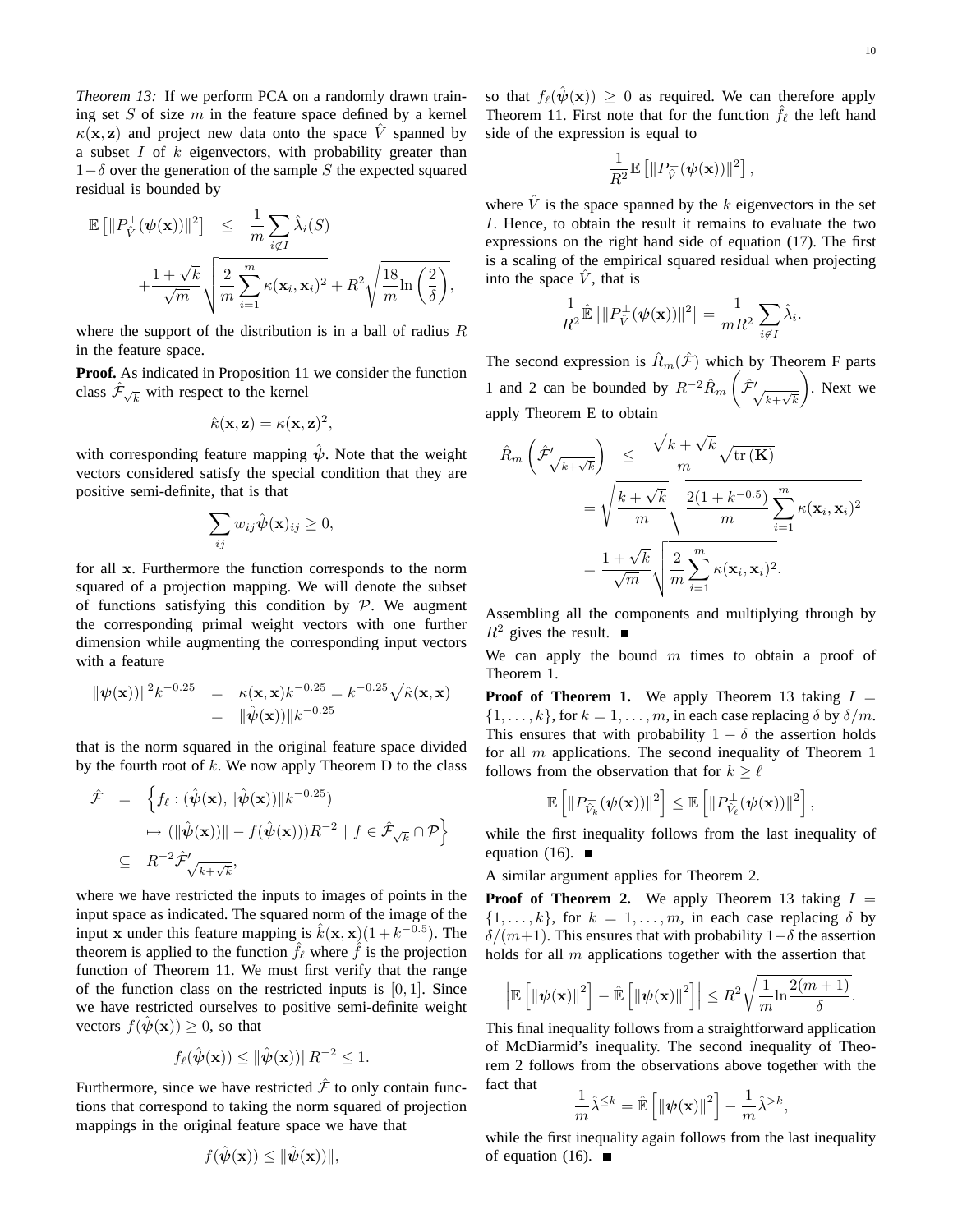*Theorem 13:* If we perform PCA on a randomly drawn training set $S$ of size $m$ in the feature space defined by a kernel $\kappa(\mathbf{x}, \mathbf{z})$ and project new data onto the space $\hat{V}$ spanned by a subset $I$ of $k$ eigenvectors, with probability greater than $1-\delta$ over the generation of the sample $S$ the expected squared residual is bounded by

$$\begin{aligned}\mathbb{E}\left[\|P_{\hat{V}}^{\perp}(\boldsymbol{\psi}(\mathbf{x}))\|^2\right] &\leq \frac{1}{m}\sum_{i \notin I} \hat{\lambda}_i(S) \\ &+ \frac{1+\sqrt{k}}{\sqrt{m}}\sqrt{\frac{2}{m}\sum_{i=1}^{m}\kappa(\mathbf{x}_i, \mathbf{x}_i)^2} + R^2\sqrt{\frac{18}{m}\ln\left(\frac{2}{\delta}\right)},\end{aligned}$$

where the support of the distribution is in a ball of radius $R$ in the feature space.

**Proof.** As indicated in Proposition 11 we consider the function class $\hat{\mathcal{F}}_{\sqrt{k}}$ with respect to the kernel

$$\hat{\kappa}(\mathbf{x}, \mathbf{z}) = \kappa(\mathbf{x}, \mathbf{z})^2,$$

with corresponding feature mapping $\hat{\boldsymbol{\psi}}$. Note that the weight vectors considered satisfy the special condition that they are positive semi-definite, that is that

$$\sum_{ij} w_{ij}\hat{\boldsymbol{\psi}}(\mathbf{x})_{ij} \geq 0,$$

for all $\mathbf{x}$. Furthermore the function corresponds to the norm squared of a projection mapping. We will denote the subset of functions satisfying this condition by $\mathcal{P}$. We augment the corresponding primal weight vectors with one further dimension while augmenting the corresponding input vectors with a feature

$$\begin{aligned}\|\boldsymbol{\psi}(\mathbf{x})\|^2 k^{-0.25} &= \kappa(\mathbf{x}, \mathbf{x})k^{-0.25} = k^{-0.25}\sqrt{\hat{\kappa}(\mathbf{x}, \mathbf{x})} \\ &= \|\hat{\boldsymbol{\psi}}(\mathbf{x}))\|k^{-0.25}\end{aligned}$$

that is the norm squared in the original feature space divided by the fourth root of $k$. We now apply Theorem D to the class

$$\begin{aligned}\hat{\mathcal{F}} &= \Big\{f_\ell : (\hat{\boldsymbol{\psi}}(\mathbf{x}), \|\hat{\boldsymbol{\psi}}(\mathbf{x})\|k^{-0.25}) \\ &\quad \mapsto (\|\hat{\boldsymbol{\psi}}(\mathbf{x}))\| - f(\hat{\boldsymbol{\psi}}(\mathbf{x})))R^{-2} \mid f \in \hat{\mathcal{F}}_{\sqrt{k}} \cap \mathcal{P}\Big\} \\ &\subseteq R^{-2}\hat{\mathcal{F}}'_{\sqrt{k+\sqrt{k}}},\end{aligned}$$

where we have restricted the inputs to images of points in the input space as indicated. The squared norm of the image of the input $\mathbf{x}$ under this feature mapping is $\hat{k}(\mathbf{x}, \mathbf{x})(1 + k^{-0.5})$. The theorem is applied to the function $\hat{f}_\ell$ where $\hat{f}$ is the projection function of Theorem 11. We must first verify that the range of the function class on the restricted inputs is $[0, 1]$. Since we have restricted ourselves to positive semi-definite weight vectors $f(\hat{\boldsymbol{\psi}}(\mathbf{x})) \geq 0$, so that

$$f_\ell(\hat{\boldsymbol{\psi}}(\mathbf{x})) \leq \|\hat{\boldsymbol{\psi}}(\mathbf{x}))\|R^{-2} \leq 1.$$

Furthermore, since we have restricted $\hat{\mathcal{F}}$ to only contain functions that correspond to taking the norm squared of projection mappings in the original feature space we have that

$$f(\hat{\boldsymbol{\psi}}(\mathbf{x})) \leq \|\hat{\boldsymbol{\psi}}(\mathbf{x}))\|,$$

so that $f_\ell(\hat{\boldsymbol{\psi}}(\mathbf{x})) \geq 0$ as required. We can therefore apply Theorem 11. First note that for the function $\hat{f}_\ell$ the left hand side of the expression is equal to

$$\frac{1}{R^2}\mathbb{E}\left[\|P_{\hat{V}}^{\perp}(\boldsymbol{\psi}(\mathbf{x}))\|^2\right],$$

where $\hat{V}$ is the space spanned by the $k$ eigenvectors in the set $I$. Hence, to obtain the result it remains to evaluate the two expressions on the right hand side of equation (17). The first is a scaling of the empirical squared residual when projecting into the space $\hat{V}$, that is

$$\frac{1}{R^2}\hat{\mathbb{E}}\left[\|P_{\hat{V}}^{\perp}(\boldsymbol{\psi}(\mathbf{x}))\|^2\right] = \frac{1}{mR^2}\sum_{i \notin I}\hat{\lambda}_i.$$

The second expression is $\hat{R}_m(\hat{\mathcal{F}})$ which by Theorem F parts 1 and 2 can be bounded by $R^{-2}\hat{R}_m\left(\hat{\mathcal{F}}'_{\sqrt{k+\sqrt{k}}}\right)$. Next we apply Theorem E to obtain

$$\begin{aligned}\hat{R}_m\left(\hat{\mathcal{F}}'_{\sqrt{k+\sqrt{k}}}\right) &\leq \frac{\sqrt{k+\sqrt{k}}}{m}\sqrt{\operatorname{tr}(\mathbf{K})} \\ &= \sqrt{\frac{k+\sqrt{k}}{m}}\sqrt{\frac{2(1+k^{-0.5})}{m}\sum_{i=1}^{m}\kappa(\mathbf{x}_i, \mathbf{x}_i)^2} \\ &= \frac{1+\sqrt{k}}{\sqrt{m}}\sqrt{\frac{2}{m}\sum_{i=1}^{m}\kappa(\mathbf{x}_i, \mathbf{x}_i)^2}.\end{aligned}$$

Assembling all the components and multiplying through by $R^2$ gives the result. ■

We can apply the bound $m$ times to obtain a proof of Theorem 1.

**Proof of Theorem 1.** We apply Theorem 13 taking $I = \{1, \ldots, k\}$, for $k = 1, \ldots, m$, in each case replacing $\delta$ by $\delta/m$. This ensures that with probability $1 - \delta$ the assertion holds for all $m$ applications. The second inequality of Theorem 1 follows from the observation that for $k \geq \ell$

$$\mathbb{E}\left[\|P_{\hat{V}_k}^{\perp}(\boldsymbol{\psi}(\mathbf{x}))\|^2\right] \leq \mathbb{E}\left[\|P_{\hat{V}_\ell}^{\perp}(\boldsymbol{\psi}(\mathbf{x}))\|^2\right],$$

while the first inequality follows from the last inequality of equation (16). ■

A similar argument applies for Theorem 2.

**Proof of Theorem 2.** We apply Theorem 13 taking $I = \{1, \ldots, k\}$, for $k = 1, \ldots, m$, in each case replacing $\delta$ by $\delta/(m+1)$. This ensures that with probability $1-\delta$ the assertion holds for all $m$ applications together with the assertion that

$$\left|\mathbb{E}\left[\|\boldsymbol{\psi}(\mathbf{x})\|^2\right] - \hat{\mathbb{E}}\left[\|\boldsymbol{\psi}(\mathbf{x})\|^2\right]\right| \leq R^2\sqrt{\frac{1}{m}\ln\frac{2(m+1)}{\delta}}.$$

This final inequality follows from a straightforward application of McDiarmid's inequality. The second inequality of Theorem 2 follows from the observations above together with the fact that

$$\frac{1}{m}\hat{\lambda}^{\leq k} = \hat{\mathbb{E}}\left[\|\boldsymbol{\psi}(\mathbf{x})\|^2\right] - \frac{1}{m}\hat{\lambda}^{>k},$$

while the first inequality again follows from the last inequality of equation (16). ■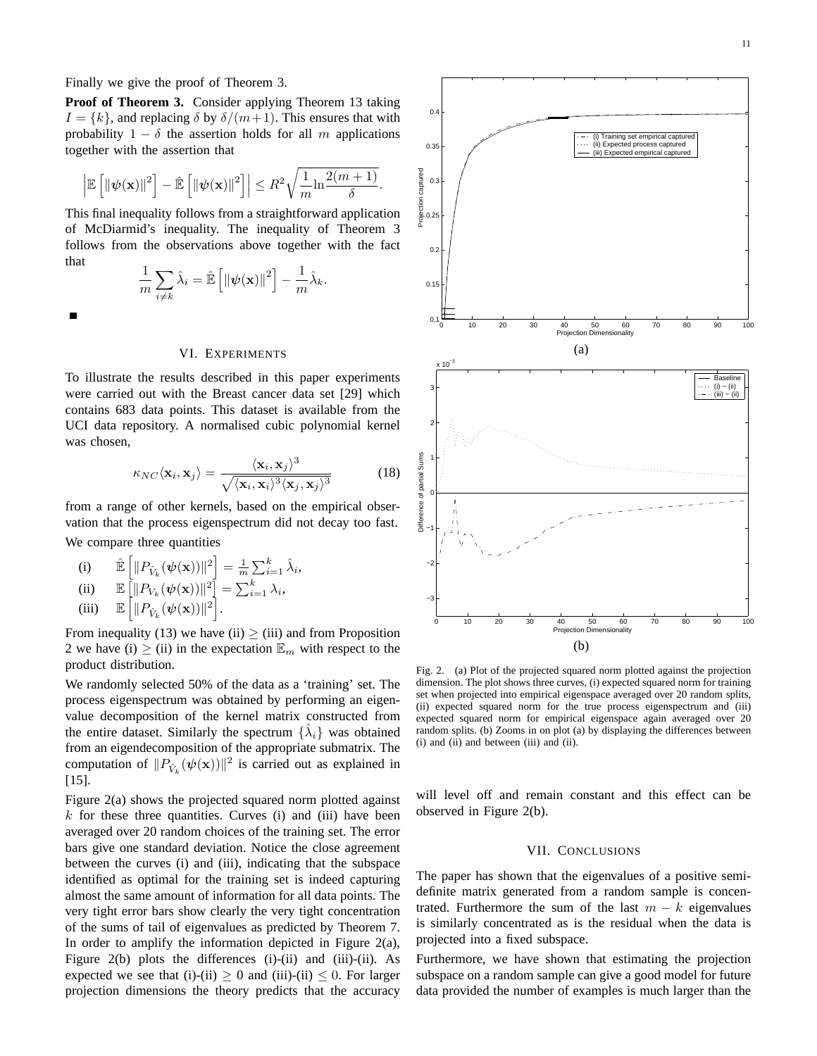Finally we give the proof of Theorem 3.

**Proof of Theorem 3.** Consider applying Theorem 13 taking $I = \{k\}$, and replacing $\delta$ by $\delta/(m+1)$. This ensures that with probability $1-\delta$ the assertion holds for all $m$ applications together with the assertion that

$$\left|\mathbb{E}\left[\|\boldsymbol{\psi}(\mathbf{x})\|^2\right] - \hat{\mathbb{E}}\left[\|\boldsymbol{\psi}(\mathbf{x})\|^2\right]\right| \leq R^2\sqrt{\frac{1}{m}\ln\frac{2(m+1)}{\delta}}.$$

This final inequality follows from a straightforward application of McDiarmid's inequality. The inequality of Theorem 3 follows from the observations above together with the fact that

$$\frac{1}{m}\sum_{i\neq k}\hat{\lambda}_i = \hat{\mathbb{E}}\left[\|\boldsymbol{\psi}(\mathbf{x})\|^2\right] - \frac{1}{m}\hat{\lambda}_k.$$

■

## VI. Experiments

To illustrate the results described in this paper experiments were carried out with the Breast cancer data set [29] which contains 683 data points. This dataset is available from the UCI data repository. A normalised cubic polynomial kernel was chosen,

$$\kappa_{NC}\langle\mathbf{x}_i,\mathbf{x}_j\rangle = \frac{\langle\mathbf{x}_i,\mathbf{x}_j\rangle^3}{\sqrt{\langle\mathbf{x}_i,\mathbf{x}_i\rangle^3\langle\mathbf{x}_j,\mathbf{x}_j\rangle^3}} \tag{18}$$

from a range of other kernels, based on the empirical observation that the process eigenspectrum did not decay too fast.

We compare three quantities

(i) $\quad \hat{\mathbb{E}}\left[\|P_{\hat{V}_k}(\boldsymbol{\psi}(\mathbf{x}))\|^2\right] = \frac{1}{m}\sum_{i=1}^{k}\hat{\lambda}_i,$

(ii) $\quad \mathbb{E}\left[\|P_{V_k}(\boldsymbol{\psi}(\mathbf{x}))\|^2\right] = \sum_{i=1}^{k}\lambda_i,$

(iii) $\quad \mathbb{E}\left[\|P_{\hat{V}_k}(\boldsymbol{\psi}(\mathbf{x}))\|^2\right].$

From inequality (13) we have (ii) $\geq$ (iii) and from Proposition 2 we have (i) $\geq$ (ii) in the expectation $\mathbb{E}_m$ with respect to the product distribution.

We randomly selected 50% of the data as a 'training' set. The process eigenspectrum was obtained by performing an eigenvalue decomposition of the kernel matrix constructed from the entire dataset. Similarly the spectrum $\{\hat{\lambda}_i\}$ was obtained from an eigendecomposition of the appropriate submatrix. The computation of $\|P_{\hat{V}_k}(\boldsymbol{\psi}(\mathbf{x}))\|^2$ is carried out as explained in [15].

Figure 2(a) shows the projected squared norm plotted against $k$ for these three quantities. Curves (i) and (iii) have been averaged over 20 random choices of the training set. The error bars give one standard deviation. Notice the close agreement between the curves (i) and (iii), indicating that the subspace identified as optimal for the training set is indeed capturing almost the same amount of information for all data points. The very tight error bars show clearly the very tight concentration of the sums of tail of eigenvalues as predicted by Theorem 7. In order to amplify the information depicted in Figure 2(a), Figure 2(b) plots the differences (i)-(ii) and (iii)-(ii). As expected we see that (i)-(ii) $\geq 0$ and (iii)-(ii) $\leq 0$. For larger projection dimensions the theory predicts that the accuracy will level off and remain constant and this effect can be observed in Figure 2(b).

Fig. 2. (a) Plot of the projected squared norm plotted against the projection dimension. The plot shows three curves, (i) expected squared norm for training set when projected into empirical eigenspace averaged over 20 random splits, (ii) expected squared norm for the true process eigenspectrum and (iii) expected squared norm for empirical eigenspace again averaged over 20 random splits. (b) Zooms in on plot (a) by displaying the differences between (i) and (ii) and between (iii) and (ii).

## VII. Conclusions

The paper has shown that the eigenvalues of a positive semi-definite matrix generated from a random sample is concentrated. Furthermore the sum of the last $m-k$ eigenvalues is similarly concentrated as is the residual when the data is projected into a fixed subspace.

Furthermore, we have shown that estimating the projection subspace on a random sample can give a good model for future data provided the number of examples is much larger than the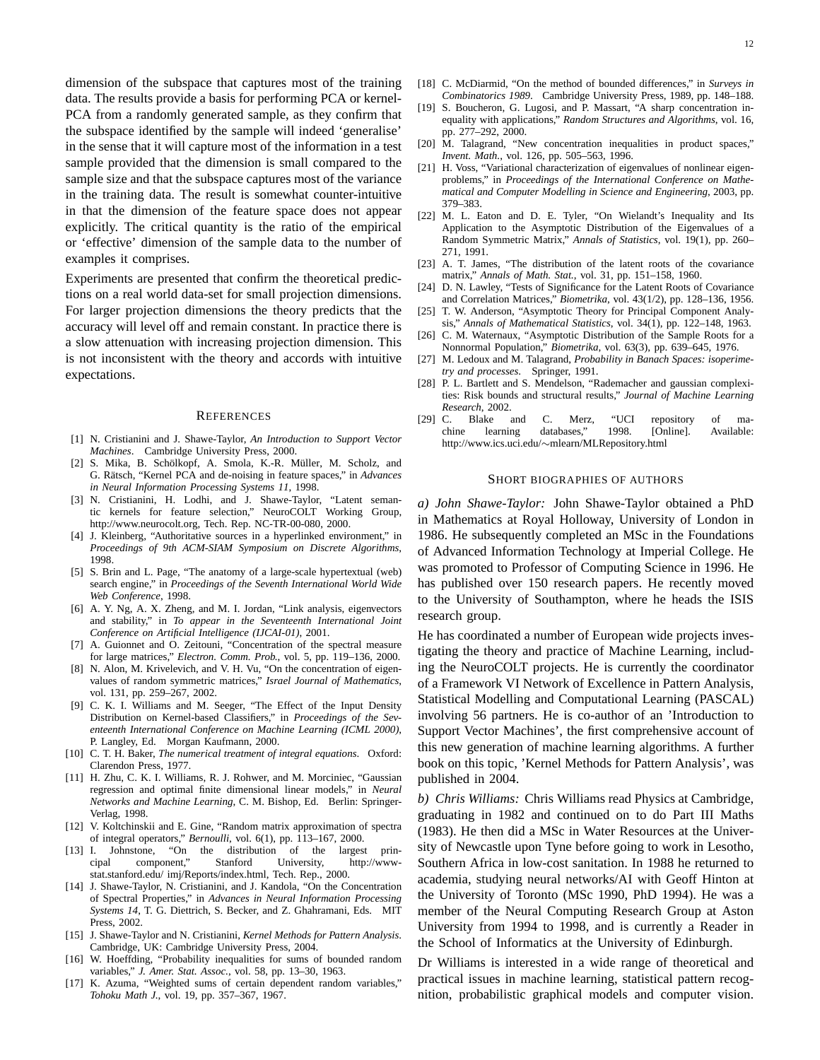dimension of the subspace that captures most of the training data. The results provide a basis for performing PCA or kernel-PCA from a randomly generated sample, as they confirm that the subspace identified by the sample will indeed 'generalise' in the sense that it will capture most of the information in a test sample provided that the dimension is small compared to the sample size and that the subspace captures most of the variance in the training data. The result is somewhat counter-intuitive in that the dimension of the feature space does not appear explicitly. The critical quantity is the ratio of the empirical or 'effective' dimension of the sample data to the number of examples it comprises.

Experiments are presented that confirm the theoretical predictions on a real world data-set for small projection dimensions. For larger projection dimensions the theory predicts that the accuracy will level off and remain constant. In practice there is a slow attenuation with increasing projection dimension. This is not inconsistent with the theory and accords with intuitive expectations.

## References

[1] N. Cristianini and J. Shawe-Taylor, *An Introduction to Support Vector Machines*. Cambridge University Press, 2000.

[2] S. Mika, B. Schölkopf, A. Smola, K.-R. Müller, M. Scholz, and G. Rätsch, "Kernel PCA and de-noising in feature spaces," in *Advances in Neural Information Processing Systems 11*, 1998.

[3] N. Cristianini, H. Lodhi, and J. Shawe-Taylor, "Latent semantic kernels for feature selection," NeuroCOLT Working Group, http://www.neurocolt.org, Tech. Rep. NC-TR-00-080, 2000.

[4] J. Kleinberg, "Authoritative sources in a hyperlinked environment," in *Proceedings of 9th ACM-SIAM Symposium on Discrete Algorithms*, 1998.

[5] S. Brin and L. Page, "The anatomy of a large-scale hypertextual (web) search engine," in *Proceedings of the Seventh International World Wide Web Conference*, 1998.

[6] A. Y. Ng, A. X. Zheng, and M. I. Jordan, "Link analysis, eigenvectors and stability," in *To appear in the Seventeenth International Joint Conference on Artificial Intelligence (IJCAI-01)*, 2001.

[7] A. Guionnet and O. Zeitouni, "Concentration of the spectral measure for large matrices," *Electron. Comm. Prob.*, vol. 5, pp. 119–136, 2000.

[8] N. Alon, M. Krivelevich, and V. H. Vu, "On the concentration of eigenvalues of random symmetric matrices," *Israel Journal of Mathematics*, vol. 131, pp. 259–267, 2002.

[9] C. K. I. Williams and M. Seeger, "The Effect of the Input Density Distribution on Kernel-based Classifiers," in *Proceedings of the Seventeenth International Conference on Machine Learning (ICML 2000)*, P. Langley, Ed. Morgan Kaufmann, 2000.

[10] C. T. H. Baker, *The numerical treatment of integral equations*. Oxford: Clarendon Press, 1977.

[11] H. Zhu, C. K. I. Williams, R. J. Rohwer, and M. Morciniec, "Gaussian regression and optimal finite dimensional linear models," in *Neural Networks and Machine Learning*, C. M. Bishop, Ed. Berlin: Springer-Verlag, 1998.

[12] V. Koltchinskii and E. Gine, "Random matrix approximation of spectra of integral operators," *Bernoulli*, vol. 6(1), pp. 113–167, 2000.

[13] I. Johnstone, "On the distribution of the largest principal component," Stanford University, http://www-stat.stanford.edu/ imj/Reports/index.html, Tech. Rep., 2000.

[14] J. Shawe-Taylor, N. Cristianini, and J. Kandola, "On the Concentration of Spectral Properties," in *Advances in Neural Information Processing Systems 14*, T. G. Diettrich, S. Becker, and Z. Ghahramani, Eds. MIT Press, 2002.

[15] J. Shawe-Taylor and N. Cristianini, *Kernel Methods for Pattern Analysis*. Cambridge, UK: Cambridge University Press, 2004.

[16] W. Hoeffding, "Probability inequalities for sums of bounded random variables," *J. Amer. Stat. Assoc.*, vol. 58, pp. 13–30, 1963.

[17] K. Azuma, "Weighted sums of certain dependent random variables," *Tohoku Math J.*, vol. 19, pp. 357–367, 1967.

[18] C. McDiarmid, "On the method of bounded differences," in *Surveys in Combinatorics 1989*. Cambridge University Press, 1989, pp. 148–188.

[19] S. Boucheron, G. Lugosi, and P. Massart, "A sharp concentration inequality with applications," *Random Structures and Algorithms*, vol. 16, pp. 277–292, 2000.

[20] M. Talagrand, "New concentration inequalities in product spaces," *Invent. Math.*, vol. 126, pp. 505–563, 1996.

[21] H. Voss, "Variational characterization of eigenvalues of nonlinear eigenproblems," in *Proceedings of the International Conference on Mathematical and Computer Modelling in Science and Engineering*, 2003, pp. 379–383.

[22] M. L. Eaton and D. E. Tyler, "On Wielandt's Inequality and Its Application to the Asymptotic Distribution of the Eigenvalues of a Random Symmetric Matrix," *Annals of Statistics*, vol. 19(1), pp. 260–271, 1991.

[23] A. T. James, "The distribution of the latent roots of the covariance matrix," *Annals of Math. Stat.*, vol. 31, pp. 151–158, 1960.

[24] D. N. Lawley, "Tests of Significance for the Latent Roots of Covariance and Correlation Matrices," *Biometrika*, vol. 43(1/2), pp. 128–136, 1956.

[25] T. W. Anderson, "Asymptotic Theory for Principal Component Analysis," *Annals of Mathematical Statistics*, vol. 34(1), pp. 122–148, 1963.

[26] C. M. Waternaux, "Asymptotic Distribution of the Sample Roots for a Nonnormal Population," *Biometrika*, vol. 63(3), pp. 639–645, 1976.

[27] M. Ledoux and M. Talagrand, *Probability in Banach Spaces: isoperimetry and processes*. Springer, 1991.

[28] P. L. Bartlett and S. Mendelson, "Rademacher and gaussian complexities: Risk bounds and structural results," *Journal of Machine Learning Research*, 2002.

[29] C. Blake and C. Merz, "UCI repository of machine learning databases," 1998. [Online]. Available: http://www.ics.uci.edu/~mlearn/MLRepository.html

## Short biographies of authors

*a) John Shawe-Taylor:* John Shawe-Taylor obtained a PhD in Mathematics at Royal Holloway, University of London in 1986. He subsequently completed an MSc in the Foundations of Advanced Information Technology at Imperial College. He was promoted to Professor of Computing Science in 1996. He has published over 150 research papers. He recently moved to the University of Southampton, where he heads the ISIS research group.

He has coordinated a number of European wide projects investigating the theory and practice of Machine Learning, including the NeuroCOLT projects. He is currently the coordinator of a Framework VI Network of Excellence in Pattern Analysis, Statistical Modelling and Computational Learning (PASCAL) involving 56 partners. He is co-author of an 'Introduction to Support Vector Machines', the first comprehensive account of this new generation of machine learning algorithms. A further book on this topic, 'Kernel Methods for Pattern Analysis', was published in 2004.

*b) Chris Williams:* Chris Williams read Physics at Cambridge, graduating in 1982 and continued on to do Part III Maths (1983). He then did a MSc in Water Resources at the University of Newcastle upon Tyne before going to work in Lesotho, Southern Africa in low-cost sanitation. In 1988 he returned to academia, studying neural networks/AI with Geoff Hinton at the University of Toronto (MSc 1990, PhD 1994). He was a member of the Neural Computing Research Group at Aston University from 1994 to 1998, and is currently a Reader in the School of Informatics at the University of Edinburgh.

Dr Williams is interested in a wide range of theoretical and practical issues in machine learning, statistical pattern recognition, probabilistic graphical models and computer vision.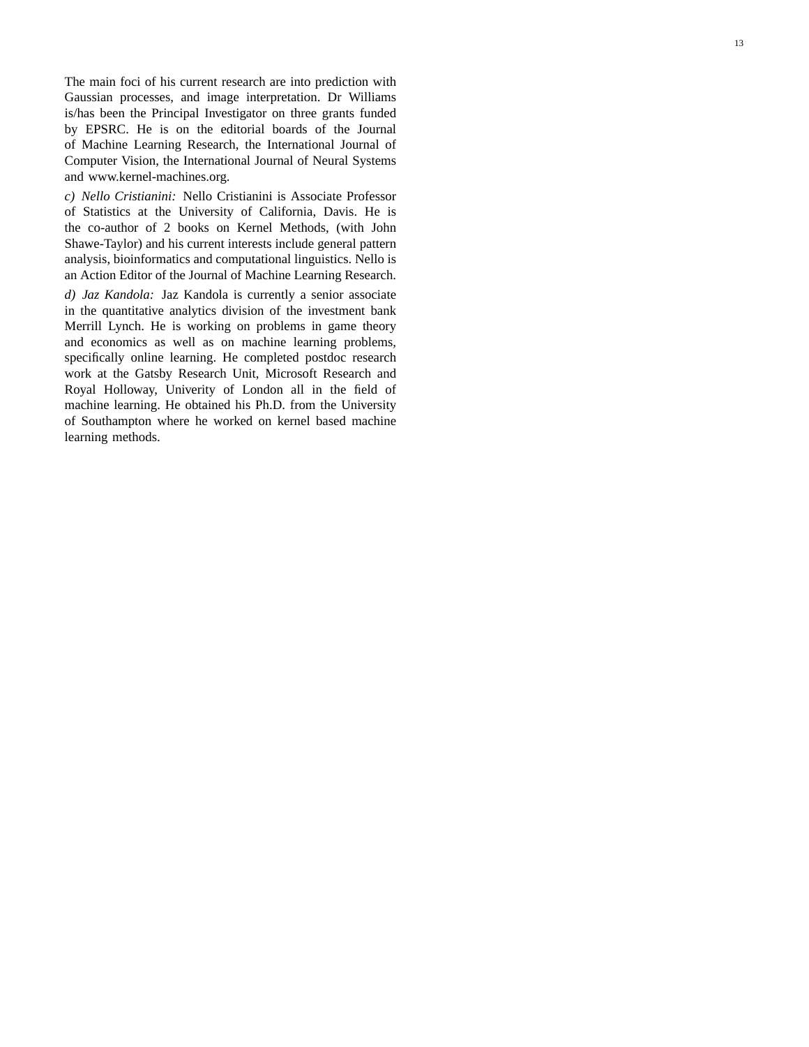The main foci of his current research are into prediction with Gaussian processes, and image interpretation. Dr Williams is/has been the Principal Investigator on three grants funded by EPSRC. He is on the editorial boards of the Journal of Machine Learning Research, the International Journal of Computer Vision, the International Journal of Neural Systems and www.kernel-machines.org.

*c) Nello Cristianini:* Nello Cristianini is Associate Professor of Statistics at the University of California, Davis. He is the co-author of 2 books on Kernel Methods, (with John Shawe-Taylor) and his current interests include general pattern analysis, bioinformatics and computational linguistics. Nello is an Action Editor of the Journal of Machine Learning Research.

*d) Jaz Kandola:* Jaz Kandola is currently a senior associate in the quantitative analytics division of the investment bank Merrill Lynch. He is working on problems in game theory and economics as well as on machine learning problems, specifically online learning. He completed postdoc research work at the Gatsby Research Unit, Microsoft Research and Royal Holloway, Univerity of London all in the field of machine learning. He obtained his Ph.D. from the University of Southampton where he worked on kernel based machine learning methods.